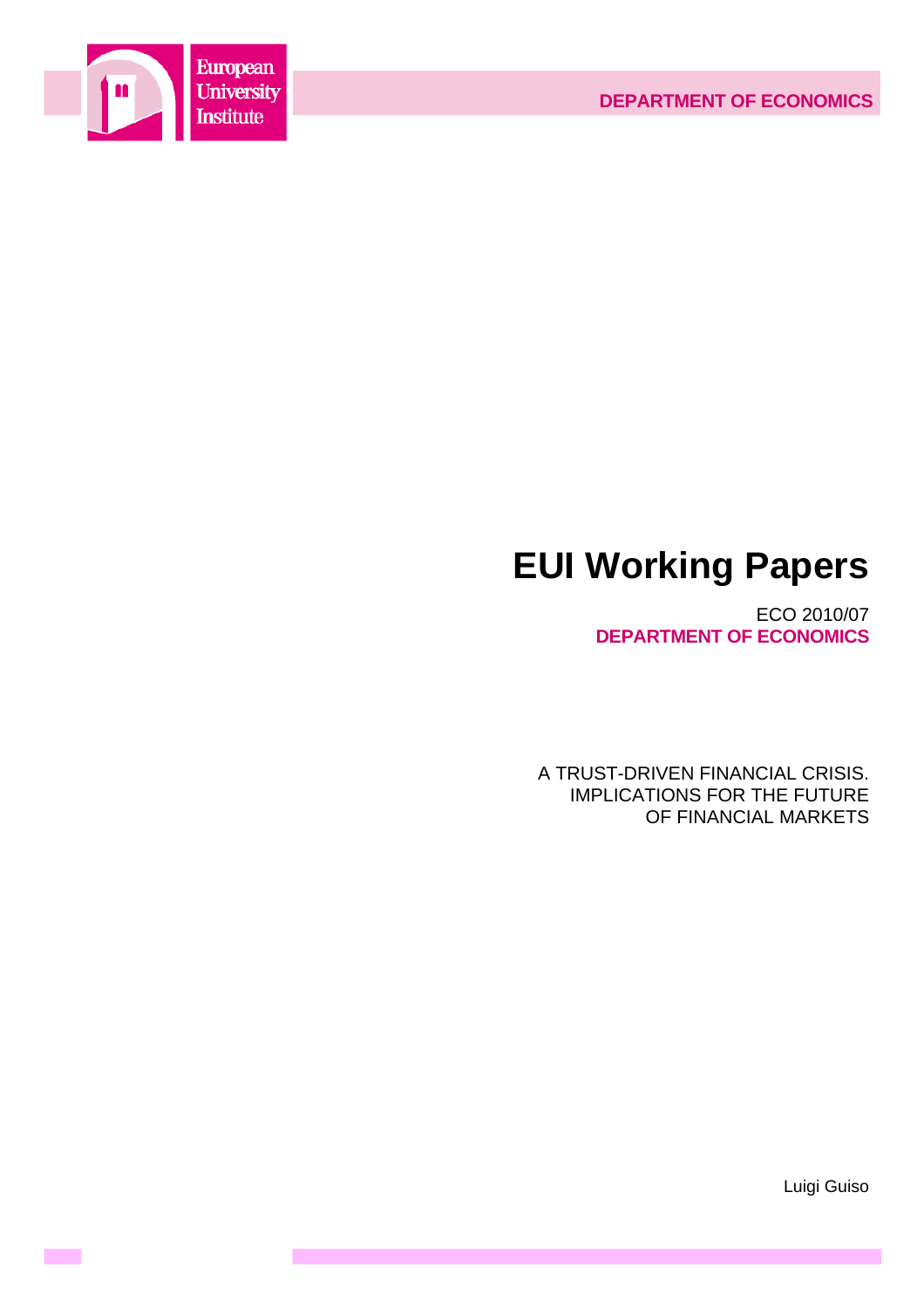European University Institute

DEPARTMENT OF ECONOMICS

# EUI Working Papers

ECO 2010/07
**DEPARTMENT OF ECONOMICS**

A TRUST-DRIVEN FINANCIAL CRISIS.
IMPLICATIONS FOR THE FUTURE
OF FINANCIAL MARKETS

Luigi Guiso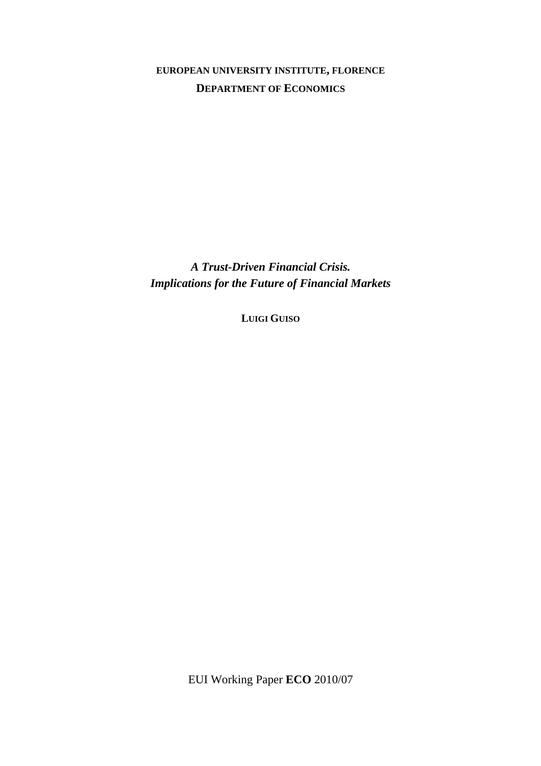**EUROPEAN UNIVERSITY INSTITUTE, FLORENCE**

**DEPARTMENT OF ECONOMICS**

***A Trust-Driven Financial Crisis.***
***Implications for the Future of Financial Markets***

**LUIGI GUISO**

EUI Working Paper **ECO** 2010/07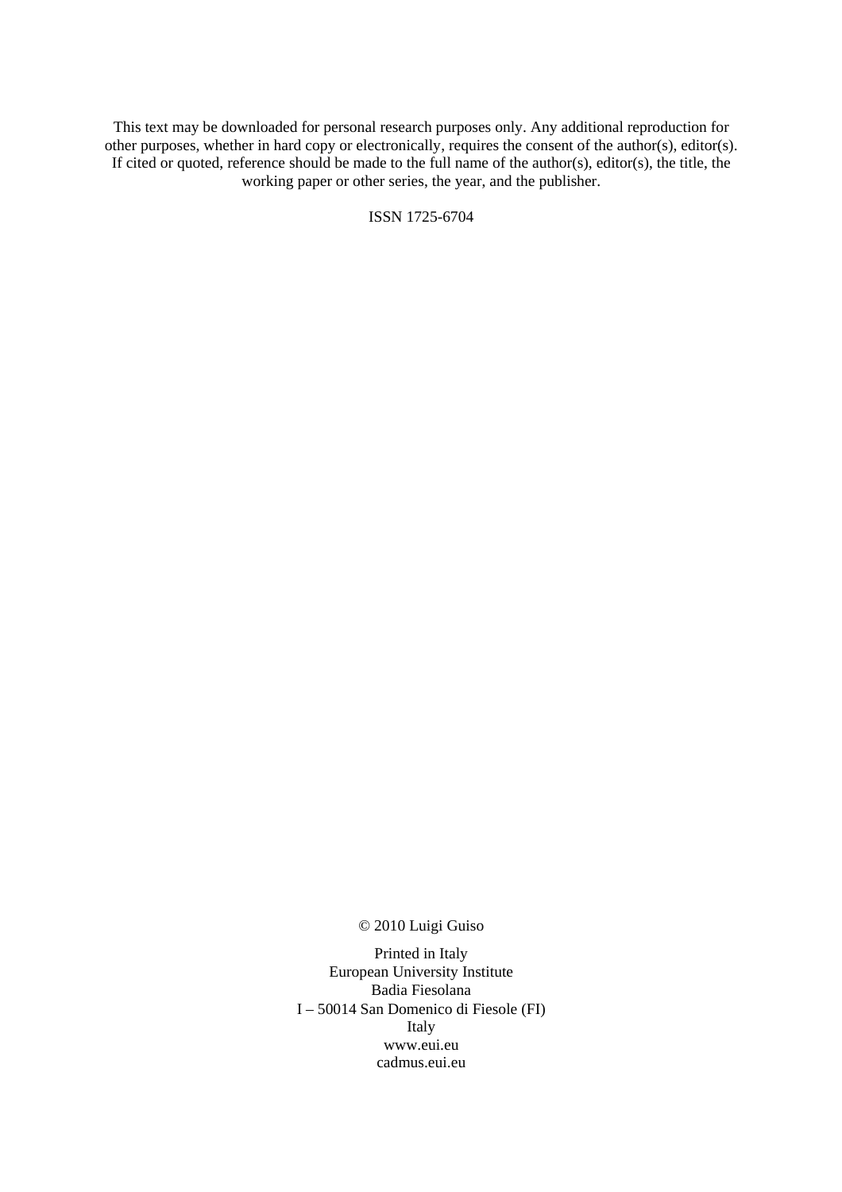This text may be downloaded for personal research purposes only. Any additional reproduction for other purposes, whether in hard copy or electronically, requires the consent of the author(s), editor(s). If cited or quoted, reference should be made to the full name of the author(s), editor(s), the title, the working paper or other series, the year, and the publisher.

ISSN 1725-6704

© 2010 Luigi Guiso

Printed in Italy
European University Institute
Badia Fiesolana
I – 50014 San Domenico di Fiesole (FI)
Italy
www.eui.eu
cadmus.eui.eu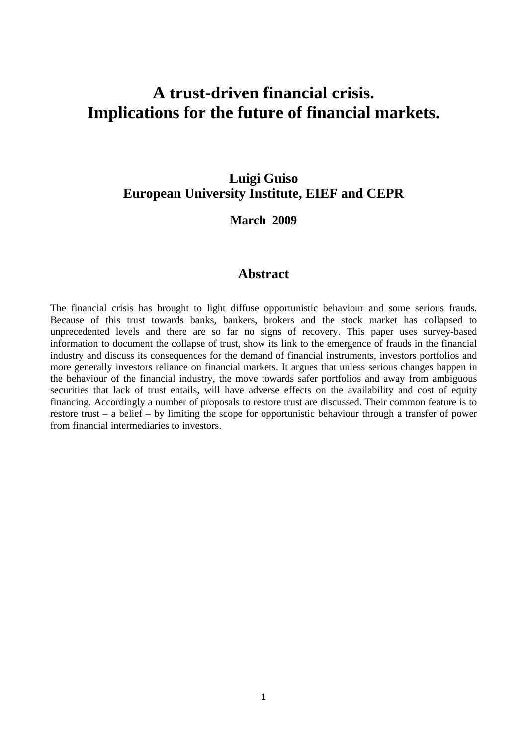# A trust-driven financial crisis. Implications for the future of financial markets.

**Luigi Guiso**
**European University Institute, EIEF and CEPR**

**March 2009**

## Abstract

The financial crisis has brought to light diffuse opportunistic behaviour and some serious frauds. Because of this trust towards banks, bankers, brokers and the stock market has collapsed to unprecedented levels and there are so far no signs of recovery. This paper uses survey-based information to document the collapse of trust, show its link to the emergence of frauds in the financial industry and discuss its consequences for the demand of financial instruments, investors portfolios and more generally investors reliance on financial markets. It argues that unless serious changes happen in the behaviour of the financial industry, the move towards safer portfolios and away from ambiguous securities that lack of trust entails, will have adverse effects on the availability and cost of equity financing. Accordingly a number of proposals to restore trust are discussed. Their common feature is to restore trust – a belief – by limiting the scope for opportunistic behaviour through a transfer of power from financial intermediaries to investors.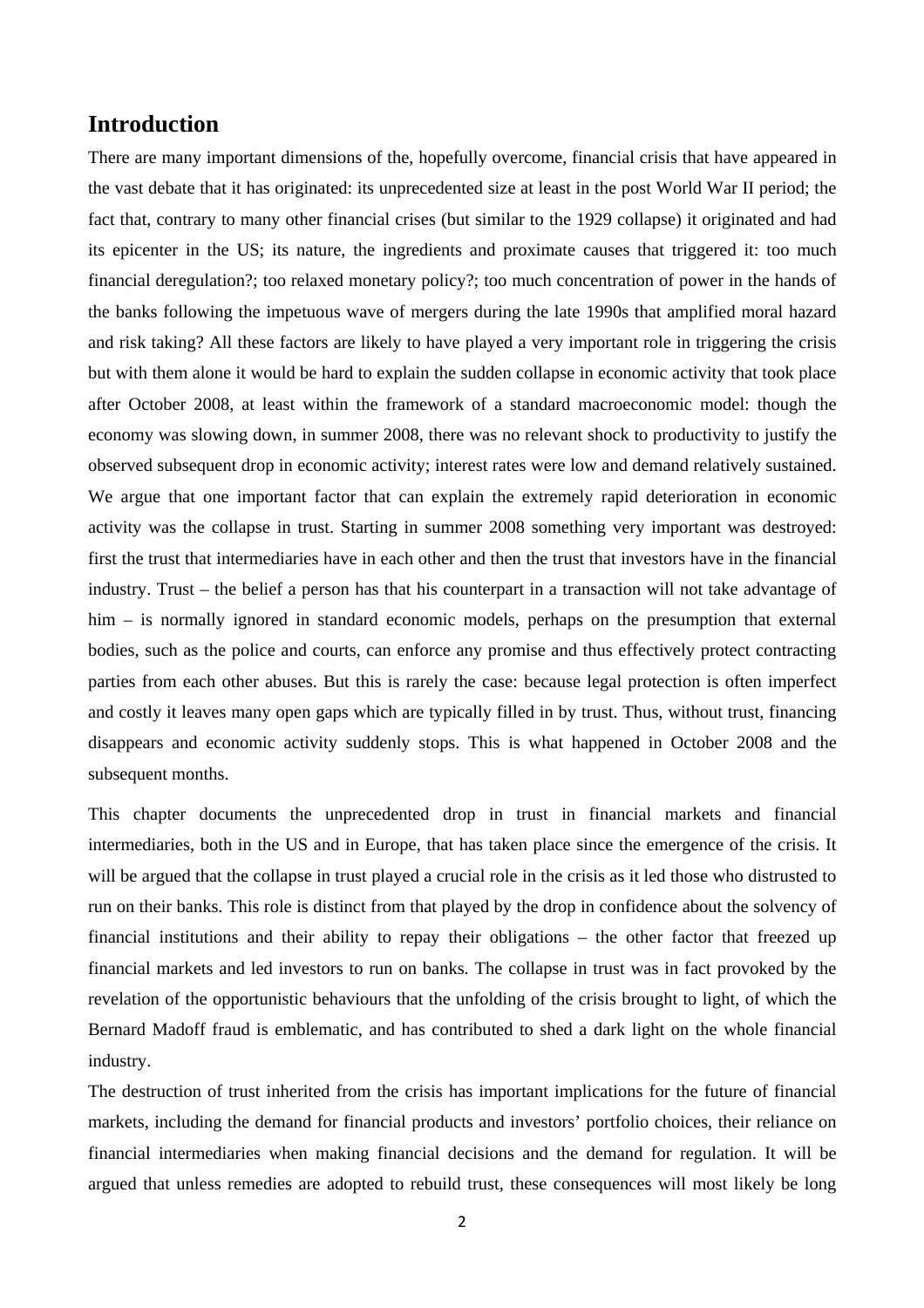## Introduction

There are many important dimensions of the, hopefully overcome, financial crisis that have appeared in the vast debate that it has originated: its unprecedented size at least in the post World War II period; the fact that, contrary to many other financial crises (but similar to the 1929 collapse) it originated and had its epicenter in the US; its nature, the ingredients and proximate causes that triggered it: too much financial deregulation?; too relaxed monetary policy?; too much concentration of power in the hands of the banks following the impetuous wave of mergers during the late 1990s that amplified moral hazard and risk taking? All these factors are likely to have played a very important role in triggering the crisis but with them alone it would be hard to explain the sudden collapse in economic activity that took place after October 2008, at least within the framework of a standard macroeconomic model: though the economy was slowing down, in summer 2008, there was no relevant shock to productivity to justify the observed subsequent drop in economic activity; interest rates were low and demand relatively sustained. We argue that one important factor that can explain the extremely rapid deterioration in economic activity was the collapse in trust. Starting in summer 2008 something very important was destroyed: first the trust that intermediaries have in each other and then the trust that investors have in the financial industry. Trust – the belief a person has that his counterpart in a transaction will not take advantage of him – is normally ignored in standard economic models, perhaps on the presumption that external bodies, such as the police and courts, can enforce any promise and thus effectively protect contracting parties from each other abuses. But this is rarely the case: because legal protection is often imperfect and costly it leaves many open gaps which are typically filled in by trust. Thus, without trust, financing disappears and economic activity suddenly stops. This is what happened in October 2008 and the subsequent months.

This chapter documents the unprecedented drop in trust in financial markets and financial intermediaries, both in the US and in Europe, that has taken place since the emergence of the crisis. It will be argued that the collapse in trust played a crucial role in the crisis as it led those who distrusted to run on their banks. This role is distinct from that played by the drop in confidence about the solvency of financial institutions and their ability to repay their obligations – the other factor that freezed up financial markets and led investors to run on banks. The collapse in trust was in fact provoked by the revelation of the opportunistic behaviours that the unfolding of the crisis brought to light, of which the Bernard Madoff fraud is emblematic, and has contributed to shed a dark light on the whole financial industry.

The destruction of trust inherited from the crisis has important implications for the future of financial markets, including the demand for financial products and investors' portfolio choices, their reliance on financial intermediaries when making financial decisions and the demand for regulation. It will be argued that unless remedies are adopted to rebuild trust, these consequences will most likely be long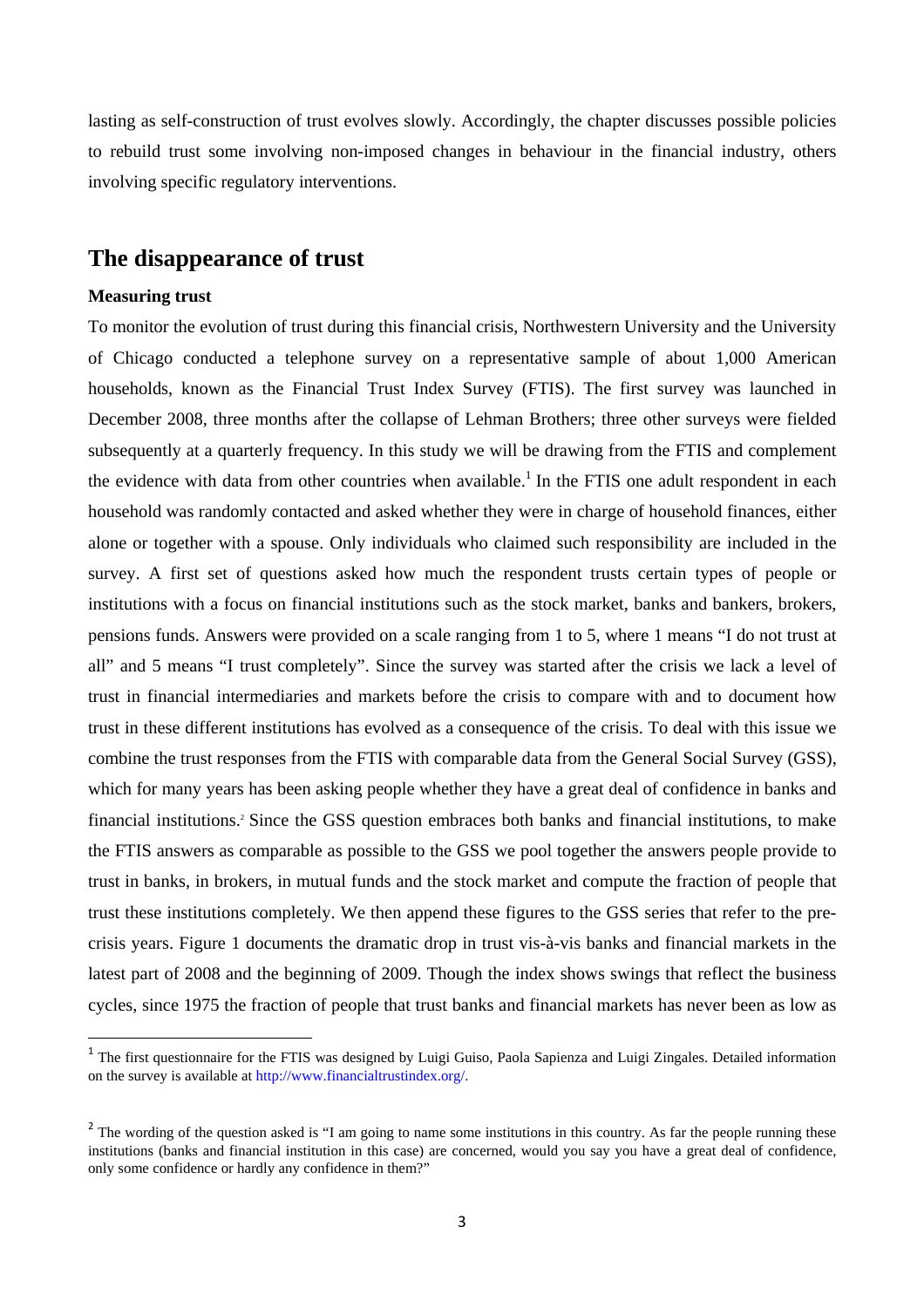lasting as self-construction of trust evolves slowly. Accordingly, the chapter discusses possible policies to rebuild trust some involving non-imposed changes in behaviour in the financial industry, others involving specific regulatory interventions.

## The disappearance of trust

### Measuring trust

To monitor the evolution of trust during this financial crisis, Northwestern University and the University of Chicago conducted a telephone survey on a representative sample of about 1,000 American households, known as the Financial Trust Index Survey (FTIS). The first survey was launched in December 2008, three months after the collapse of Lehman Brothers; three other surveys were fielded subsequently at a quarterly frequency. In this study we will be drawing from the FTIS and complement the evidence with data from other countries when available.[1] In the FTIS one adult respondent in each household was randomly contacted and asked whether they were in charge of household finances, either alone or together with a spouse. Only individuals who claimed such responsibility are included in the survey. A first set of questions asked how much the respondent trusts certain types of people or institutions with a focus on financial institutions such as the stock market, banks and bankers, brokers, pensions funds. Answers were provided on a scale ranging from 1 to 5, where 1 means "I do not trust at all" and 5 means "I trust completely". Since the survey was started after the crisis we lack a level of trust in financial intermediaries and markets before the crisis to compare with and to document how trust in these different institutions has evolved as a consequence of the crisis. To deal with this issue we combine the trust responses from the FTIS with comparable data from the General Social Survey (GSS), which for many years has been asking people whether they have a great deal of confidence in banks and financial institutions.[2] Since the GSS question embraces both banks and financial institutions, to make the FTIS answers as comparable as possible to the GSS we pool together the answers people provide to trust in banks, in brokers, in mutual funds and the stock market and compute the fraction of people that trust these institutions completely. We then append these figures to the GSS series that refer to the pre-crisis years. Figure 1 documents the dramatic drop in trust vis-à-vis banks and financial markets in the latest part of 2008 and the beginning of 2009. Though the index shows swings that reflect the business cycles, since 1975 the fraction of people that trust banks and financial markets has never been as low as

---

[1] The first questionnaire for the FTIS was designed by Luigi Guiso, Paola Sapienza and Luigi Zingales. Detailed information on the survey is available at http://www.financialtrustindex.org/.

[2] The wording of the question asked is "I am going to name some institutions in this country. As far the people running these institutions (banks and financial institution in this case) are concerned, would you say you have a great deal of confidence, only some confidence or hardly any confidence in them?"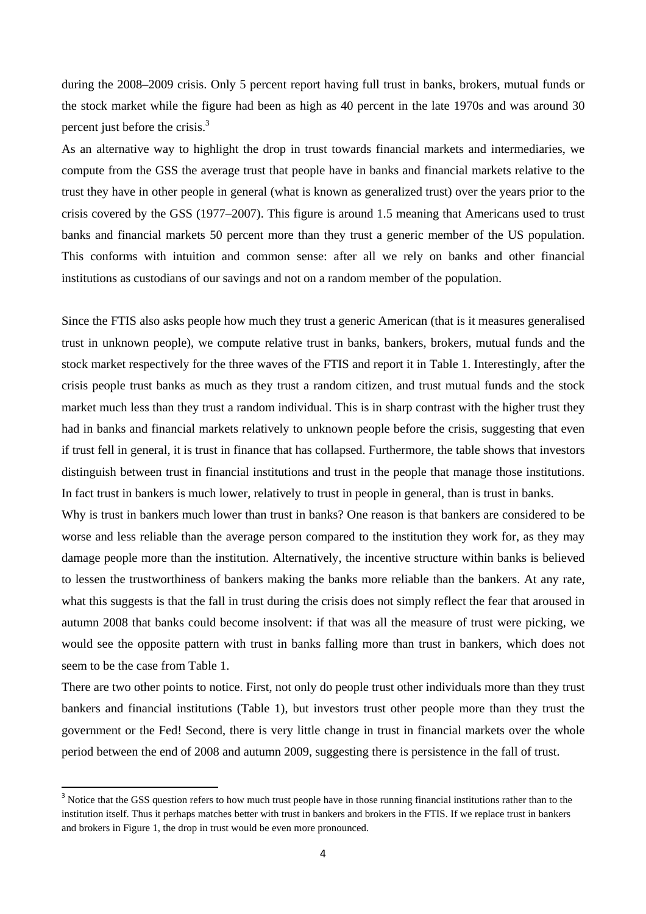during the 2008–2009 crisis. Only 5 percent report having full trust in banks, brokers, mutual funds or the stock market while the figure had been as high as 40 percent in the late 1970s and was around 30 percent just before the crisis.[3]

As an alternative way to highlight the drop in trust towards financial markets and intermediaries, we compute from the GSS the average trust that people have in banks and financial markets relative to the trust they have in other people in general (what is known as generalized trust) over the years prior to the crisis covered by the GSS (1977–2007). This figure is around 1.5 meaning that Americans used to trust banks and financial markets 50 percent more than they trust a generic member of the US population. This conforms with intuition and common sense: after all we rely on banks and other financial institutions as custodians of our savings and not on a random member of the population.

Since the FTIS also asks people how much they trust a generic American (that is it measures generalised trust in unknown people), we compute relative trust in banks, bankers, brokers, mutual funds and the stock market respectively for the three waves of the FTIS and report it in Table 1. Interestingly, after the crisis people trust banks as much as they trust a random citizen, and trust mutual funds and the stock market much less than they trust a random individual. This is in sharp contrast with the higher trust they had in banks and financial markets relatively to unknown people before the crisis, suggesting that even if trust fell in general, it is trust in finance that has collapsed. Furthermore, the table shows that investors distinguish between trust in financial institutions and trust in the people that manage those institutions. In fact trust in bankers is much lower, relatively to trust in people in general, than is trust in banks.

Why is trust in bankers much lower than trust in banks? One reason is that bankers are considered to be worse and less reliable than the average person compared to the institution they work for, as they may damage people more than the institution. Alternatively, the incentive structure within banks is believed to lessen the trustworthiness of bankers making the banks more reliable than the bankers. At any rate, what this suggests is that the fall in trust during the crisis does not simply reflect the fear that aroused in autumn 2008 that banks could become insolvent: if that was all the measure of trust were picking, we would see the opposite pattern with trust in banks falling more than trust in bankers, which does not seem to be the case from Table 1.

There are two other points to notice. First, not only do people trust other individuals more than they trust bankers and financial institutions (Table 1), but investors trust other people more than they trust the government or the Fed! Second, there is very little change in trust in financial markets over the whole period between the end of 2008 and autumn 2009, suggesting there is persistence in the fall of trust.

[3] Notice that the GSS question refers to how much trust people have in those running financial institutions rather than to the institution itself. Thus it perhaps matches better with trust in bankers and brokers in the FTIS. If we replace trust in bankers and brokers in Figure 1, the drop in trust would be even more pronounced.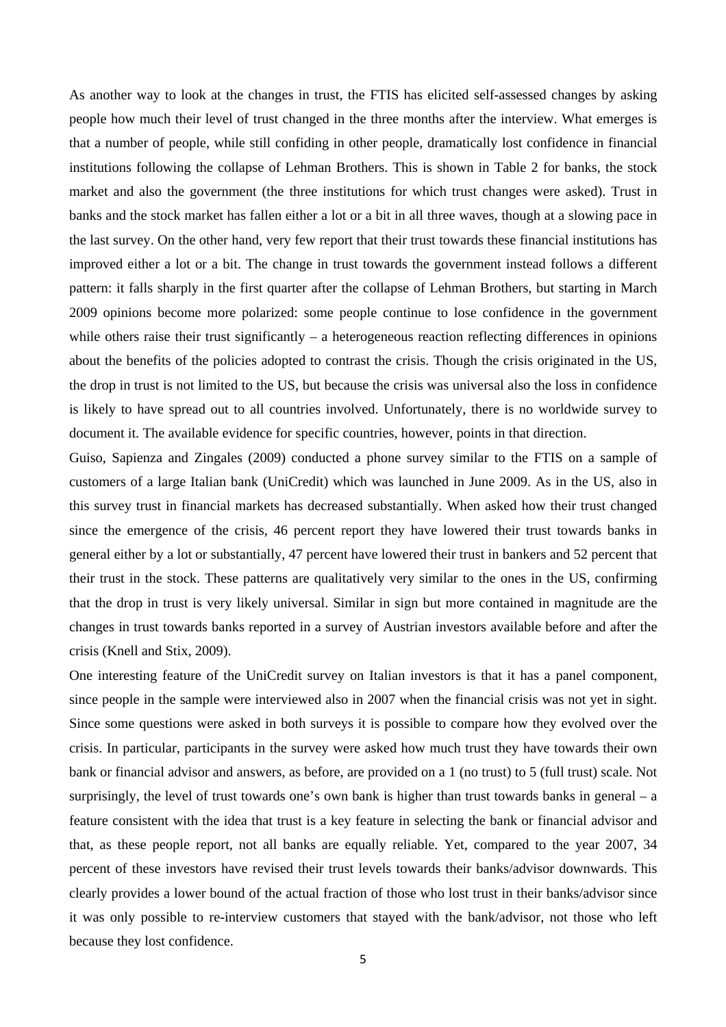As another way to look at the changes in trust, the FTIS has elicited self-assessed changes by asking people how much their level of trust changed in the three months after the interview. What emerges is that a number of people, while still confiding in other people, dramatically lost confidence in financial institutions following the collapse of Lehman Brothers. This is shown in Table 2 for banks, the stock market and also the government (the three institutions for which trust changes were asked). Trust in banks and the stock market has fallen either a lot or a bit in all three waves, though at a slowing pace in the last survey. On the other hand, very few report that their trust towards these financial institutions has improved either a lot or a bit. The change in trust towards the government instead follows a different pattern: it falls sharply in the first quarter after the collapse of Lehman Brothers, but starting in March 2009 opinions become more polarized: some people continue to lose confidence in the government while others raise their trust significantly – a heterogeneous reaction reflecting differences in opinions about the benefits of the policies adopted to contrast the crisis. Though the crisis originated in the US, the drop in trust is not limited to the US, but because the crisis was universal also the loss in confidence is likely to have spread out to all countries involved. Unfortunately, there is no worldwide survey to document it. The available evidence for specific countries, however, points in that direction.

Guiso, Sapienza and Zingales (2009) conducted a phone survey similar to the FTIS on a sample of customers of a large Italian bank (UniCredit) which was launched in June 2009. As in the US, also in this survey trust in financial markets has decreased substantially. When asked how their trust changed since the emergence of the crisis, 46 percent report they have lowered their trust towards banks in general either by a lot or substantially, 47 percent have lowered their trust in bankers and 52 percent that their trust in the stock. These patterns are qualitatively very similar to the ones in the US, confirming that the drop in trust is very likely universal. Similar in sign but more contained in magnitude are the changes in trust towards banks reported in a survey of Austrian investors available before and after the crisis (Knell and Stix, 2009).

One interesting feature of the UniCredit survey on Italian investors is that it has a panel component, since people in the sample were interviewed also in 2007 when the financial crisis was not yet in sight. Since some questions were asked in both surveys it is possible to compare how they evolved over the crisis. In particular, participants in the survey were asked how much trust they have towards their own bank or financial advisor and answers, as before, are provided on a 1 (no trust) to 5 (full trust) scale. Not surprisingly, the level of trust towards one's own bank is higher than trust towards banks in general – a feature consistent with the idea that trust is a key feature in selecting the bank or financial advisor and that, as these people report, not all banks are equally reliable. Yet, compared to the year 2007, 34 percent of these investors have revised their trust levels towards their banks/advisor downwards. This clearly provides a lower bound of the actual fraction of those who lost trust in their banks/advisor since it was only possible to re-interview customers that stayed with the bank/advisor, not those who left because they lost confidence.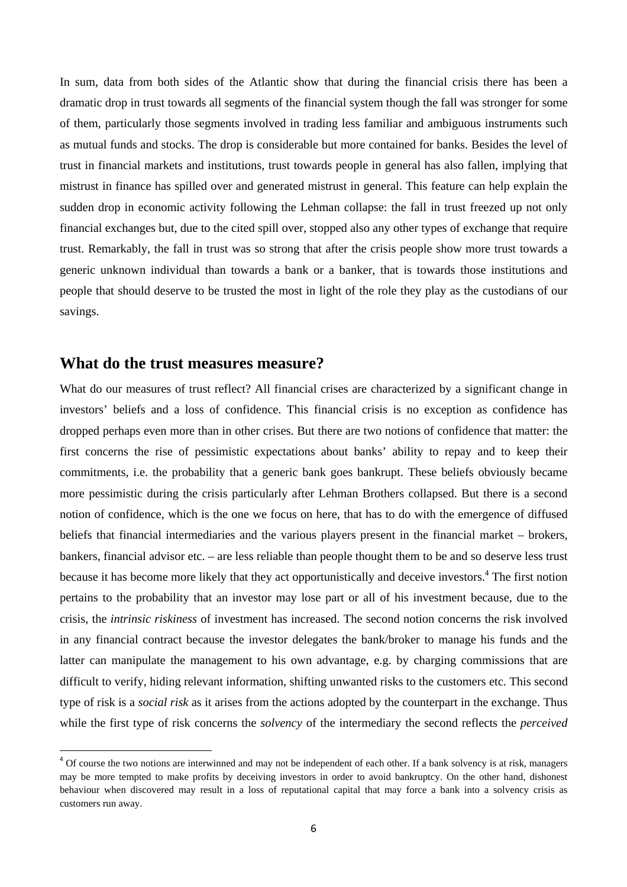In sum, data from both sides of the Atlantic show that during the financial crisis there has been a dramatic drop in trust towards all segments of the financial system though the fall was stronger for some of them, particularly those segments involved in trading less familiar and ambiguous instruments such as mutual funds and stocks. The drop is considerable but more contained for banks. Besides the level of trust in financial markets and institutions, trust towards people in general has also fallen, implying that mistrust in finance has spilled over and generated mistrust in general. This feature can help explain the sudden drop in economic activity following the Lehman collapse: the fall in trust freezed up not only financial exchanges but, due to the cited spill over, stopped also any other types of exchange that require trust. Remarkably, the fall in trust was so strong that after the crisis people show more trust towards a generic unknown individual than towards a bank or a banker, that is towards those institutions and people that should deserve to be trusted the most in light of the role they play as the custodians of our savings.

## What do the trust measures measure?

What do our measures of trust reflect? All financial crises are characterized by a significant change in investors' beliefs and a loss of confidence. This financial crisis is no exception as confidence has dropped perhaps even more than in other crises. But there are two notions of confidence that matter: the first concerns the rise of pessimistic expectations about banks' ability to repay and to keep their commitments, i.e. the probability that a generic bank goes bankrupt. These beliefs obviously became more pessimistic during the crisis particularly after Lehman Brothers collapsed. But there is a second notion of confidence, which is the one we focus on here, that has to do with the emergence of diffused beliefs that financial intermediaries and the various players present in the financial market – brokers, bankers, financial advisor etc. – are less reliable than people thought them to be and so deserve less trust because it has become more likely that they act opportunistically and deceive investors.[4] The first notion pertains to the probability that an investor may lose part or all of his investment because, due to the crisis, the *intrinsic riskiness* of investment has increased. The second notion concerns the risk involved in any financial contract because the investor delegates the bank/broker to manage his funds and the latter can manipulate the management to his own advantage, e.g. by charging commissions that are difficult to verify, hiding relevant information, shifting unwanted risks to the customers etc. This second type of risk is a *social risk* as it arises from the actions adopted by the counterpart in the exchange. Thus while the first type of risk concerns the *solvency* of the intermediary the second reflects the *perceived*

[4] Of course the two notions are interwinned and may not be independent of each other. If a bank solvency is at risk, managers may be more tempted to make profits by deceiving investors in order to avoid bankruptcy. On the other hand, dishonest behaviour when discovered may result in a loss of reputational capital that may force a bank into a solvency crisis as customers run away.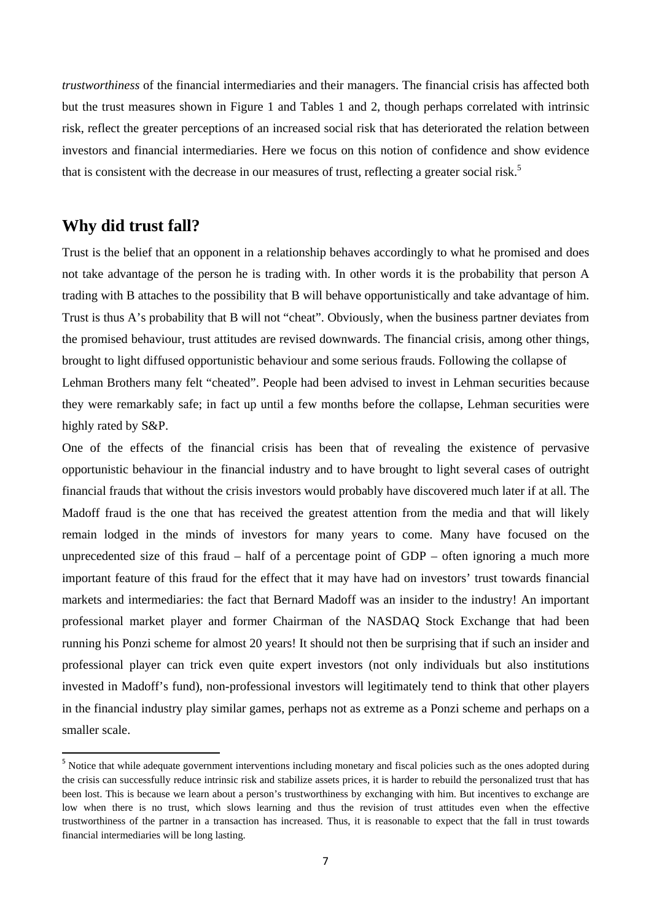*trustworthiness* of the financial intermediaries and their managers. The financial crisis has affected both but the trust measures shown in Figure 1 and Tables 1 and 2, though perhaps correlated with intrinsic risk, reflect the greater perceptions of an increased social risk that has deteriorated the relation between investors and financial intermediaries. Here we focus on this notion of confidence and show evidence that is consistent with the decrease in our measures of trust, reflecting a greater social risk.[5]

## Why did trust fall?

Trust is the belief that an opponent in a relationship behaves accordingly to what he promised and does not take advantage of the person he is trading with. In other words it is the probability that person A trading with B attaches to the possibility that B will behave opportunistically and take advantage of him. Trust is thus A's probability that B will not "cheat". Obviously, when the business partner deviates from the promised behaviour, trust attitudes are revised downwards. The financial crisis, among other things, brought to light diffused opportunistic behaviour and some serious frauds. Following the collapse of Lehman Brothers many felt "cheated". People had been advised to invest in Lehman securities because they were remarkably safe; in fact up until a few months before the collapse, Lehman securities were highly rated by S&P.

One of the effects of the financial crisis has been that of revealing the existence of pervasive opportunistic behaviour in the financial industry and to have brought to light several cases of outright financial frauds that without the crisis investors would probably have discovered much later if at all. The Madoff fraud is the one that has received the greatest attention from the media and that will likely remain lodged in the minds of investors for many years to come. Many have focused on the unprecedented size of this fraud – half of a percentage point of GDP – often ignoring a much more important feature of this fraud for the effect that it may have had on investors' trust towards financial markets and intermediaries: the fact that Bernard Madoff was an insider to the industry! An important professional market player and former Chairman of the NASDAQ Stock Exchange that had been running his Ponzi scheme for almost 20 years! It should not then be surprising that if such an insider and professional player can trick even quite expert investors (not only individuals but also institutions invested in Madoff's fund), non-professional investors will legitimately tend to think that other players in the financial industry play similar games, perhaps not as extreme as a Ponzi scheme and perhaps on a smaller scale.

[5] Notice that while adequate government interventions including monetary and fiscal policies such as the ones adopted during the crisis can successfully reduce intrinsic risk and stabilize assets prices, it is harder to rebuild the personalized trust that has been lost. This is because we learn about a person's trustworthiness by exchanging with him. But incentives to exchange are low when there is no trust, which slows learning and thus the revision of trust attitudes even when the effective trustworthiness of the partner in a transaction has increased. Thus, it is reasonable to expect that the fall in trust towards financial intermediaries will be long lasting.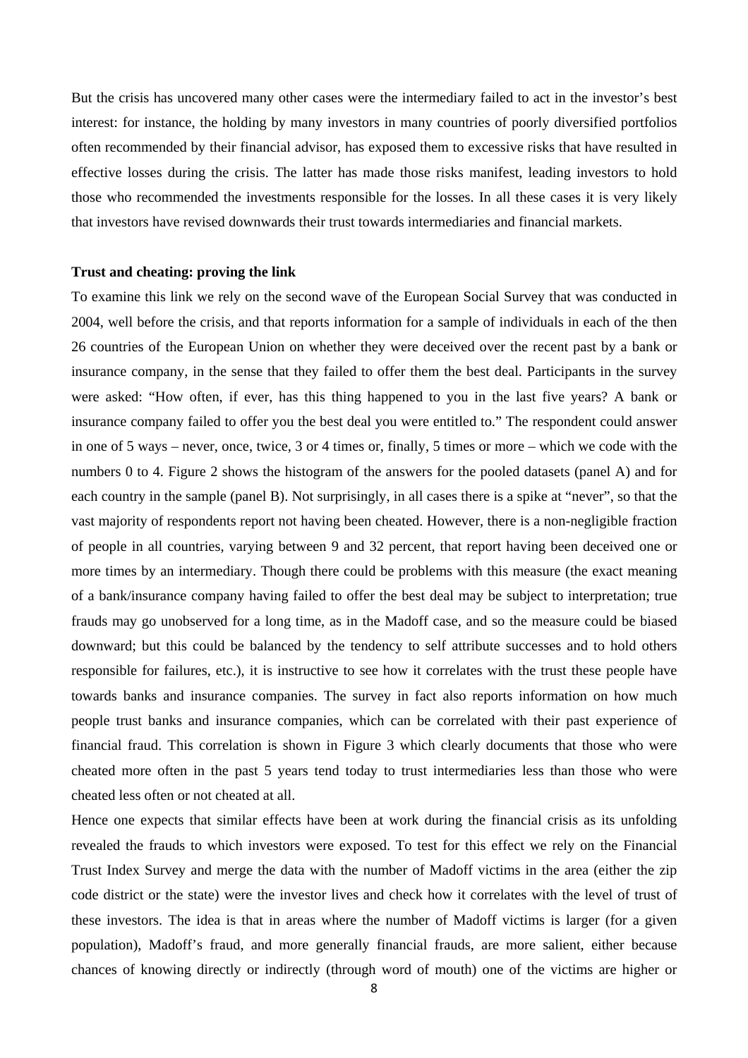But the crisis has uncovered many other cases were the intermediary failed to act in the investor's best interest: for instance, the holding by many investors in many countries of poorly diversified portfolios often recommended by their financial advisor, has exposed them to excessive risks that have resulted in effective losses during the crisis. The latter has made those risks manifest, leading investors to hold those who recommended the investments responsible for the losses. In all these cases it is very likely that investors have revised downwards their trust towards intermediaries and financial markets.

**Trust and cheating: proving the link**

To examine this link we rely on the second wave of the European Social Survey that was conducted in 2004, well before the crisis, and that reports information for a sample of individuals in each of the then 26 countries of the European Union on whether they were deceived over the recent past by a bank or insurance company, in the sense that they failed to offer them the best deal. Participants in the survey were asked: "How often, if ever, has this thing happened to you in the last five years? A bank or insurance company failed to offer you the best deal you were entitled to." The respondent could answer in one of 5 ways – never, once, twice, 3 or 4 times or, finally, 5 times or more – which we code with the numbers 0 to 4. Figure 2 shows the histogram of the answers for the pooled datasets (panel A) and for each country in the sample (panel B). Not surprisingly, in all cases there is a spike at "never", so that the vast majority of respondents report not having been cheated. However, there is a non-negligible fraction of people in all countries, varying between 9 and 32 percent, that report having been deceived one or more times by an intermediary. Though there could be problems with this measure (the exact meaning of a bank/insurance company having failed to offer the best deal may be subject to interpretation; true frauds may go unobserved for a long time, as in the Madoff case, and so the measure could be biased downward; but this could be balanced by the tendency to self attribute successes and to hold others responsible for failures, etc.), it is instructive to see how it correlates with the trust these people have towards banks and insurance companies. The survey in fact also reports information on how much people trust banks and insurance companies, which can be correlated with their past experience of financial fraud. This correlation is shown in Figure 3 which clearly documents that those who were cheated more often in the past 5 years tend today to trust intermediaries less than those who were cheated less often or not cheated at all.

Hence one expects that similar effects have been at work during the financial crisis as its unfolding revealed the frauds to which investors were exposed. To test for this effect we rely on the Financial Trust Index Survey and merge the data with the number of Madoff victims in the area (either the zip code district or the state) were the investor lives and check how it correlates with the level of trust of these investors. The idea is that in areas where the number of Madoff victims is larger (for a given population), Madoff's fraud, and more generally financial frauds, are more salient, either because chances of knowing directly or indirectly (through word of mouth) one of the victims are higher or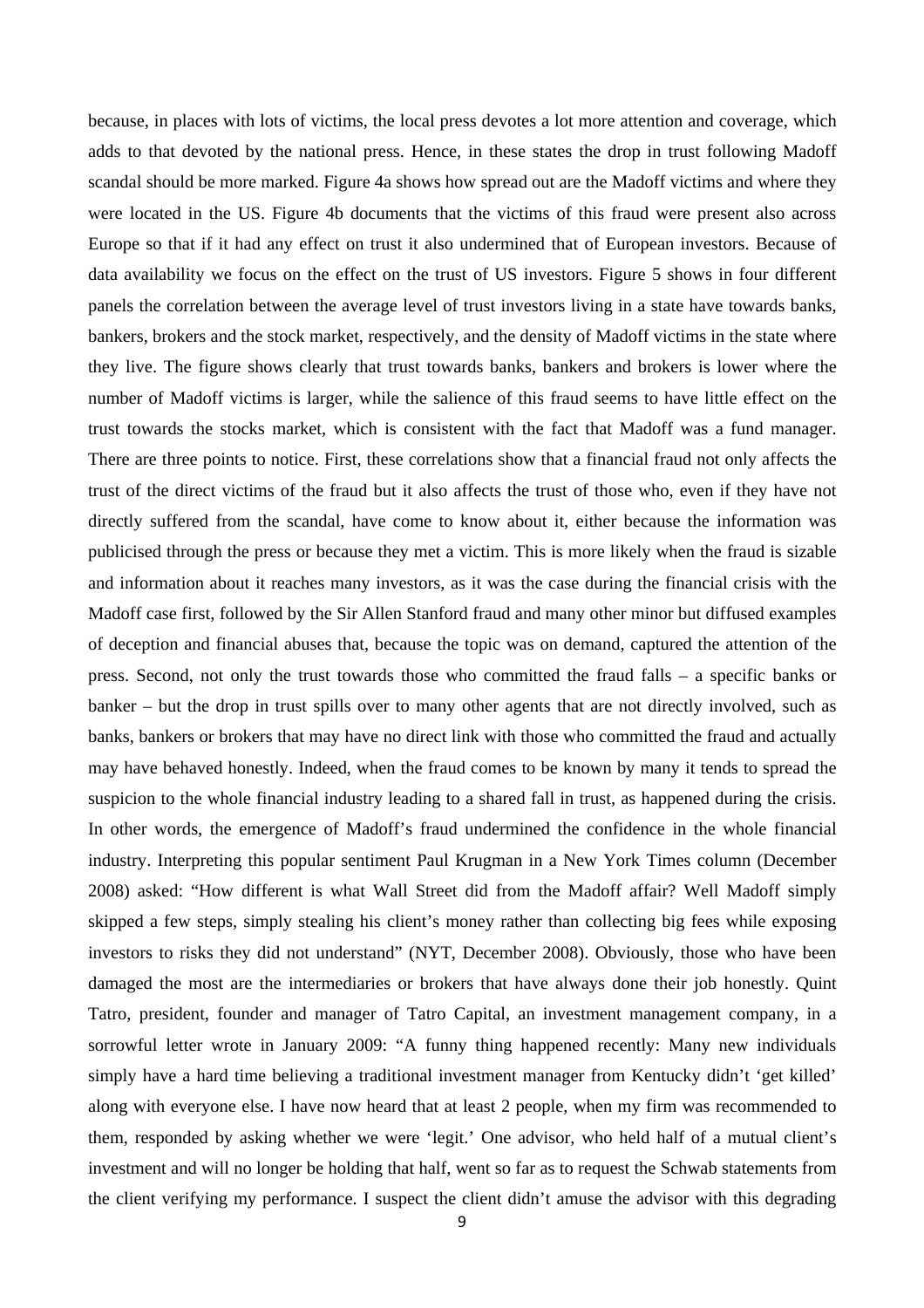because, in places with lots of victims, the local press devotes a lot more attention and coverage, which adds to that devoted by the national press. Hence, in these states the drop in trust following Madoff scandal should be more marked. Figure 4a shows how spread out are the Madoff victims and where they were located in the US. Figure 4b documents that the victims of this fraud were present also across Europe so that if it had any effect on trust it also undermined that of European investors. Because of data availability we focus on the effect on the trust of US investors. Figure 5 shows in four different panels the correlation between the average level of trust investors living in a state have towards banks, bankers, brokers and the stock market, respectively, and the density of Madoff victims in the state where they live. The figure shows clearly that trust towards banks, bankers and brokers is lower where the number of Madoff victims is larger, while the salience of this fraud seems to have little effect on the trust towards the stocks market, which is consistent with the fact that Madoff was a fund manager. There are three points to notice. First, these correlations show that a financial fraud not only affects the trust of the direct victims of the fraud but it also affects the trust of those who, even if they have not directly suffered from the scandal, have come to know about it, either because the information was publicised through the press or because they met a victim. This is more likely when the fraud is sizable and information about it reaches many investors, as it was the case during the financial crisis with the Madoff case first, followed by the Sir Allen Stanford fraud and many other minor but diffused examples of deception and financial abuses that, because the topic was on demand, captured the attention of the press. Second, not only the trust towards those who committed the fraud falls – a specific banks or banker – but the drop in trust spills over to many other agents that are not directly involved, such as banks, bankers or brokers that may have no direct link with those who committed the fraud and actually may have behaved honestly. Indeed, when the fraud comes to be known by many it tends to spread the suspicion to the whole financial industry leading to a shared fall in trust, as happened during the crisis. In other words, the emergence of Madoff's fraud undermined the confidence in the whole financial industry. Interpreting this popular sentiment Paul Krugman in a New York Times column (December 2008) asked: "How different is what Wall Street did from the Madoff affair? Well Madoff simply skipped a few steps, simply stealing his client's money rather than collecting big fees while exposing investors to risks they did not understand" (NYT, December 2008). Obviously, those who have been damaged the most are the intermediaries or brokers that have always done their job honestly. Quint Tatro, president, founder and manager of Tatro Capital, an investment management company, in a sorrowful letter wrote in January 2009: "A funny thing happened recently: Many new individuals simply have a hard time believing a traditional investment manager from Kentucky didn't 'get killed' along with everyone else. I have now heard that at least 2 people, when my firm was recommended to them, responded by asking whether we were 'legit.' One advisor, who held half of a mutual client's investment and will no longer be holding that half, went so far as to request the Schwab statements from the client verifying my performance. I suspect the client didn't amuse the advisor with this degrading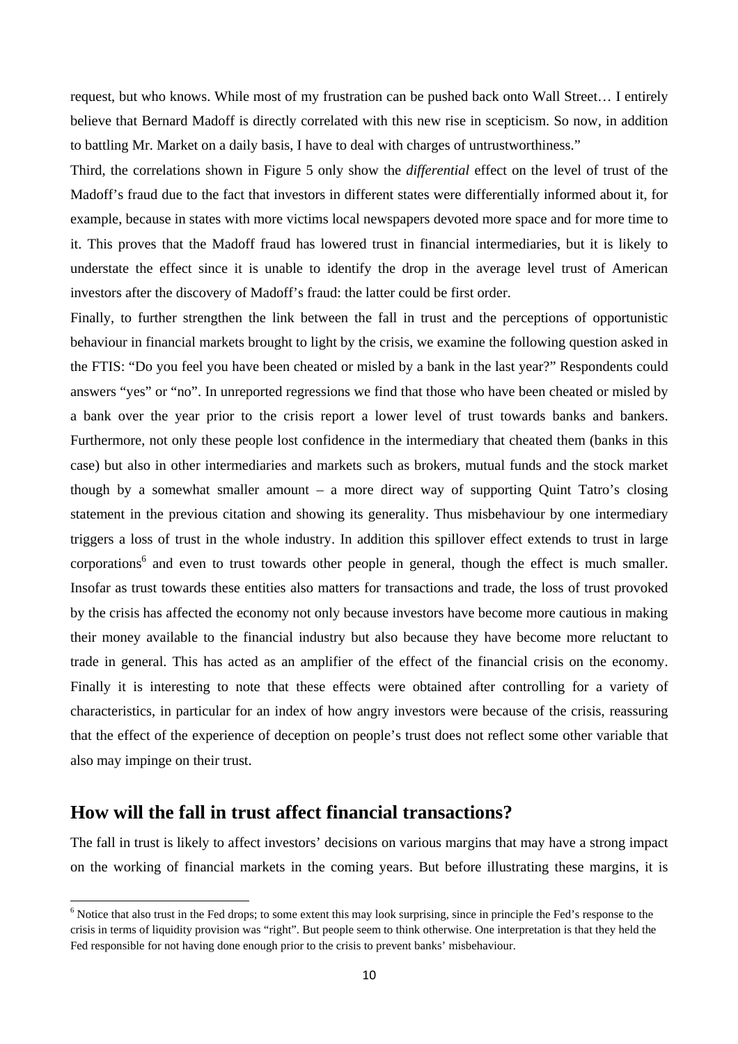request, but who knows. While most of my frustration can be pushed back onto Wall Street… I entirely believe that Bernard Madoff is directly correlated with this new rise in scepticism. So now, in addition to battling Mr. Market on a daily basis, I have to deal with charges of untrustworthiness."

Third, the correlations shown in Figure 5 only show the *differential* effect on the level of trust of the Madoff's fraud due to the fact that investors in different states were differentially informed about it, for example, because in states with more victims local newspapers devoted more space and for more time to it. This proves that the Madoff fraud has lowered trust in financial intermediaries, but it is likely to understate the effect since it is unable to identify the drop in the average level trust of American investors after the discovery of Madoff's fraud: the latter could be first order.

Finally, to further strengthen the link between the fall in trust and the perceptions of opportunistic behaviour in financial markets brought to light by the crisis, we examine the following question asked in the FTIS: "Do you feel you have been cheated or misled by a bank in the last year?" Respondents could answers "yes" or "no". In unreported regressions we find that those who have been cheated or misled by a bank over the year prior to the crisis report a lower level of trust towards banks and bankers. Furthermore, not only these people lost confidence in the intermediary that cheated them (banks in this case) but also in other intermediaries and markets such as brokers, mutual funds and the stock market though by a somewhat smaller amount – a more direct way of supporting Quint Tatro's closing statement in the previous citation and showing its generality. Thus misbehaviour by one intermediary triggers a loss of trust in the whole industry. In addition this spillover effect extends to trust in large corporations[6] and even to trust towards other people in general, though the effect is much smaller. Insofar as trust towards these entities also matters for transactions and trade, the loss of trust provoked by the crisis has affected the economy not only because investors have become more cautious in making their money available to the financial industry but also because they have become more reluctant to trade in general. This has acted as an amplifier of the effect of the financial crisis on the economy. Finally it is interesting to note that these effects were obtained after controlling for a variety of characteristics, in particular for an index of how angry investors were because of the crisis, reassuring that the effect of the experience of deception on people's trust does not reflect some other variable that also may impinge on their trust.

## How will the fall in trust affect financial transactions?

The fall in trust is likely to affect investors' decisions on various margins that may have a strong impact on the working of financial markets in the coming years. But before illustrating these margins, it is

[6] Notice that also trust in the Fed drops; to some extent this may look surprising, since in principle the Fed's response to the crisis in terms of liquidity provision was "right". But people seem to think otherwise. One interpretation is that they held the Fed responsible for not having done enough prior to the crisis to prevent banks' misbehaviour.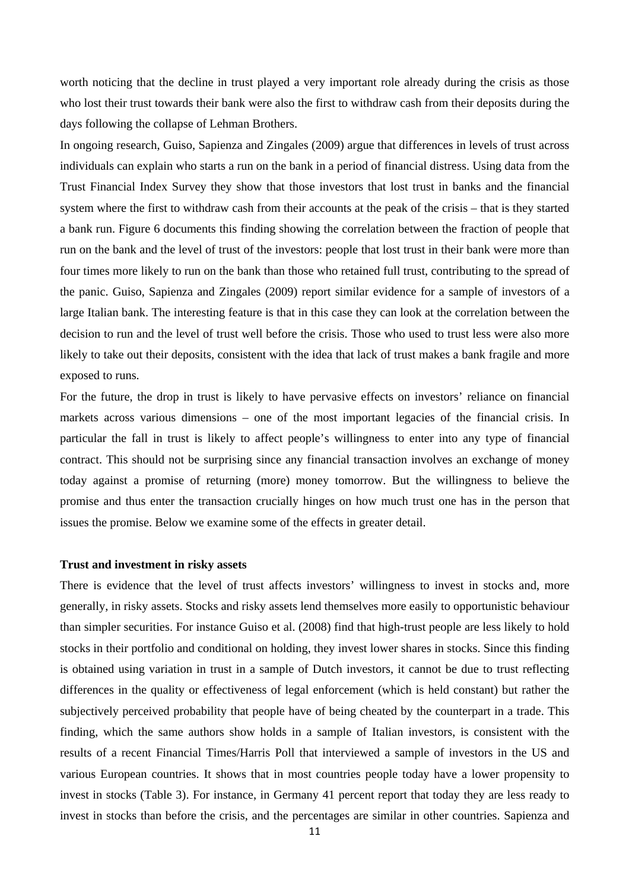worth noticing that the decline in trust played a very important role already during the crisis as those who lost their trust towards their bank were also the first to withdraw cash from their deposits during the days following the collapse of Lehman Brothers.

In ongoing research, Guiso, Sapienza and Zingales (2009) argue that differences in levels of trust across individuals can explain who starts a run on the bank in a period of financial distress. Using data from the Trust Financial Index Survey they show that those investors that lost trust in banks and the financial system where the first to withdraw cash from their accounts at the peak of the crisis – that is they started a bank run. Figure 6 documents this finding showing the correlation between the fraction of people that run on the bank and the level of trust of the investors: people that lost trust in their bank were more than four times more likely to run on the bank than those who retained full trust, contributing to the spread of the panic. Guiso, Sapienza and Zingales (2009) report similar evidence for a sample of investors of a large Italian bank. The interesting feature is that in this case they can look at the correlation between the decision to run and the level of trust well before the crisis. Those who used to trust less were also more likely to take out their deposits, consistent with the idea that lack of trust makes a bank fragile and more exposed to runs.

For the future, the drop in trust is likely to have pervasive effects on investors' reliance on financial markets across various dimensions – one of the most important legacies of the financial crisis. In particular the fall in trust is likely to affect people's willingness to enter into any type of financial contract. This should not be surprising since any financial transaction involves an exchange of money today against a promise of returning (more) money tomorrow. But the willingness to believe the promise and thus enter the transaction crucially hinges on how much trust one has in the person that issues the promise. Below we examine some of the effects in greater detail.

**Trust and investment in risky assets**

There is evidence that the level of trust affects investors' willingness to invest in stocks and, more generally, in risky assets. Stocks and risky assets lend themselves more easily to opportunistic behaviour than simpler securities. For instance Guiso et al. (2008) find that high-trust people are less likely to hold stocks in their portfolio and conditional on holding, they invest lower shares in stocks. Since this finding is obtained using variation in trust in a sample of Dutch investors, it cannot be due to trust reflecting differences in the quality or effectiveness of legal enforcement (which is held constant) but rather the subjectively perceived probability that people have of being cheated by the counterpart in a trade. This finding, which the same authors show holds in a sample of Italian investors, is consistent with the results of a recent Financial Times/Harris Poll that interviewed a sample of investors in the US and various European countries. It shows that in most countries people today have a lower propensity to invest in stocks (Table 3). For instance, in Germany 41 percent report that today they are less ready to invest in stocks than before the crisis, and the percentages are similar in other countries. Sapienza and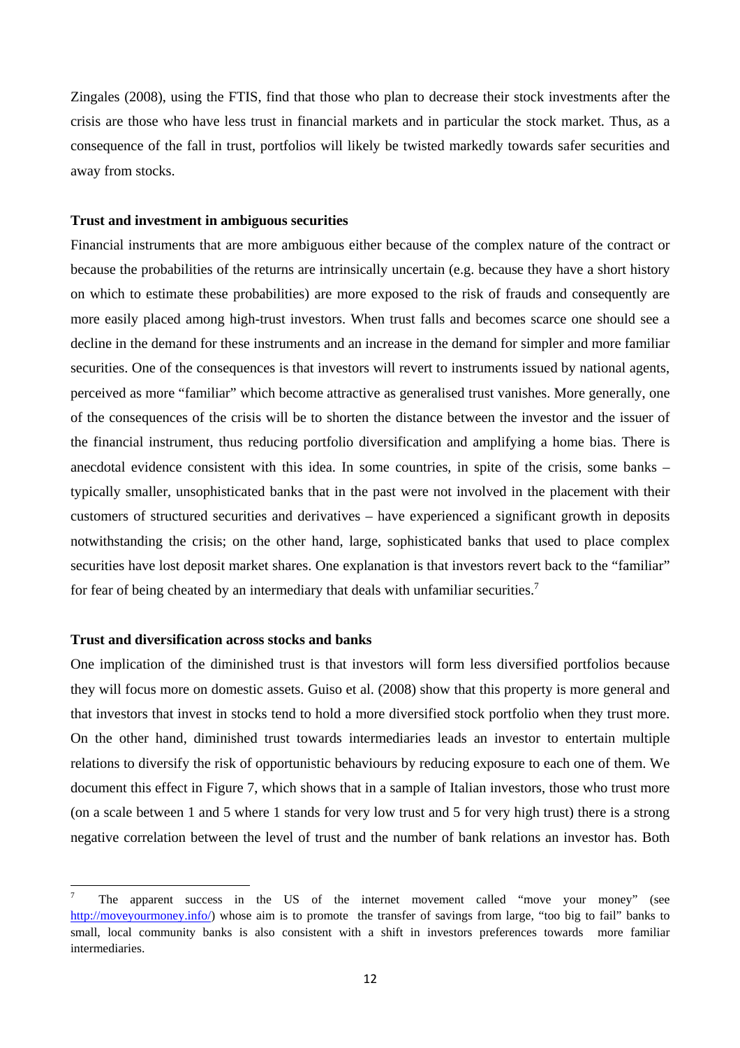Zingales (2008), using the FTIS, find that those who plan to decrease their stock investments after the crisis are those who have less trust in financial markets and in particular the stock market. Thus, as a consequence of the fall in trust, portfolios will likely be twisted markedly towards safer securities and away from stocks.

**Trust and investment in ambiguous securities**

Financial instruments that are more ambiguous either because of the complex nature of the contract or because the probabilities of the returns are intrinsically uncertain (e.g. because they have a short history on which to estimate these probabilities) are more exposed to the risk of frauds and consequently are more easily placed among high-trust investors. When trust falls and becomes scarce one should see a decline in the demand for these instruments and an increase in the demand for simpler and more familiar securities. One of the consequences is that investors will revert to instruments issued by national agents, perceived as more "familiar" which become attractive as generalised trust vanishes. More generally, one of the consequences of the crisis will be to shorten the distance between the investor and the issuer of the financial instrument, thus reducing portfolio diversification and amplifying a home bias. There is anecdotal evidence consistent with this idea. In some countries, in spite of the crisis, some banks – typically smaller, unsophisticated banks that in the past were not involved in the placement with their customers of structured securities and derivatives – have experienced a significant growth in deposits notwithstanding the crisis; on the other hand, large, sophisticated banks that used to place complex securities have lost deposit market shares. One explanation is that investors revert back to the "familiar" for fear of being cheated by an intermediary that deals with unfamiliar securities.[7]

**Trust and diversification across stocks and banks**

One implication of the diminished trust is that investors will form less diversified portfolios because they will focus more on domestic assets. Guiso et al. (2008) show that this property is more general and that investors that invest in stocks tend to hold a more diversified stock portfolio when they trust more. On the other hand, diminished trust towards intermediaries leads an investor to entertain multiple relations to diversify the risk of opportunistic behaviours by reducing exposure to each one of them. We document this effect in Figure 7, which shows that in a sample of Italian investors, those who trust more (on a scale between 1 and 5 where 1 stands for very low trust and 5 for very high trust) there is a strong negative correlation between the level of trust and the number of bank relations an investor has. Both

---

[7] The apparent success in the US of the internet movement called "move your money" (see http://moveyourmoney.info/) whose aim is to promote the transfer of savings from large, "too big to fail" banks to small, local community banks is also consistent with a shift in investors preferences towards more familiar intermediaries.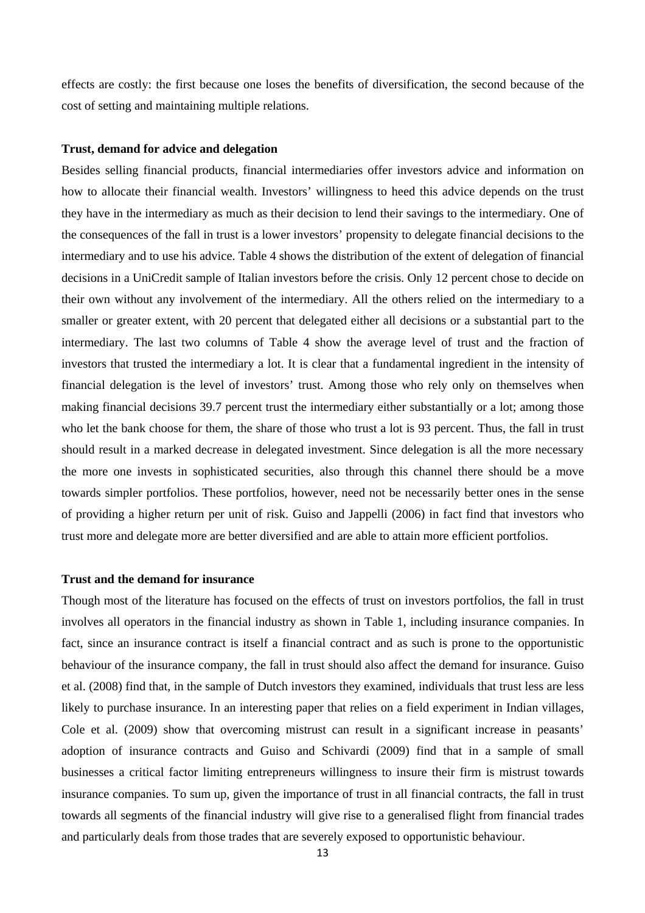effects are costly: the first because one loses the benefits of diversification, the second because of the cost of setting and maintaining multiple relations.

**Trust, demand for advice and delegation**

Besides selling financial products, financial intermediaries offer investors advice and information on how to allocate their financial wealth. Investors' willingness to heed this advice depends on the trust they have in the intermediary as much as their decision to lend their savings to the intermediary. One of the consequences of the fall in trust is a lower investors' propensity to delegate financial decisions to the intermediary and to use his advice. Table 4 shows the distribution of the extent of delegation of financial decisions in a UniCredit sample of Italian investors before the crisis. Only 12 percent chose to decide on their own without any involvement of the intermediary. All the others relied on the intermediary to a smaller or greater extent, with 20 percent that delegated either all decisions or a substantial part to the intermediary. The last two columns of Table 4 show the average level of trust and the fraction of investors that trusted the intermediary a lot. It is clear that a fundamental ingredient in the intensity of financial delegation is the level of investors' trust. Among those who rely only on themselves when making financial decisions 39.7 percent trust the intermediary either substantially or a lot; among those who let the bank choose for them, the share of those who trust a lot is 93 percent. Thus, the fall in trust should result in a marked decrease in delegated investment. Since delegation is all the more necessary the more one invests in sophisticated securities, also through this channel there should be a move towards simpler portfolios. These portfolios, however, need not be necessarily better ones in the sense of providing a higher return per unit of risk. Guiso and Jappelli (2006) in fact find that investors who trust more and delegate more are better diversified and are able to attain more efficient portfolios.

**Trust and the demand for insurance**

Though most of the literature has focused on the effects of trust on investors portfolios, the fall in trust involves all operators in the financial industry as shown in Table 1, including insurance companies. In fact, since an insurance contract is itself a financial contract and as such is prone to the opportunistic behaviour of the insurance company, the fall in trust should also affect the demand for insurance. Guiso et al. (2008) find that, in the sample of Dutch investors they examined, individuals that trust less are less likely to purchase insurance. In an interesting paper that relies on a field experiment in Indian villages, Cole et al. (2009) show that overcoming mistrust can result in a significant increase in peasants' adoption of insurance contracts and Guiso and Schivardi (2009) find that in a sample of small businesses a critical factor limiting entrepreneurs willingness to insure their firm is mistrust towards insurance companies. To sum up, given the importance of trust in all financial contracts, the fall in trust towards all segments of the financial industry will give rise to a generalised flight from financial trades and particularly deals from those trades that are severely exposed to opportunistic behaviour.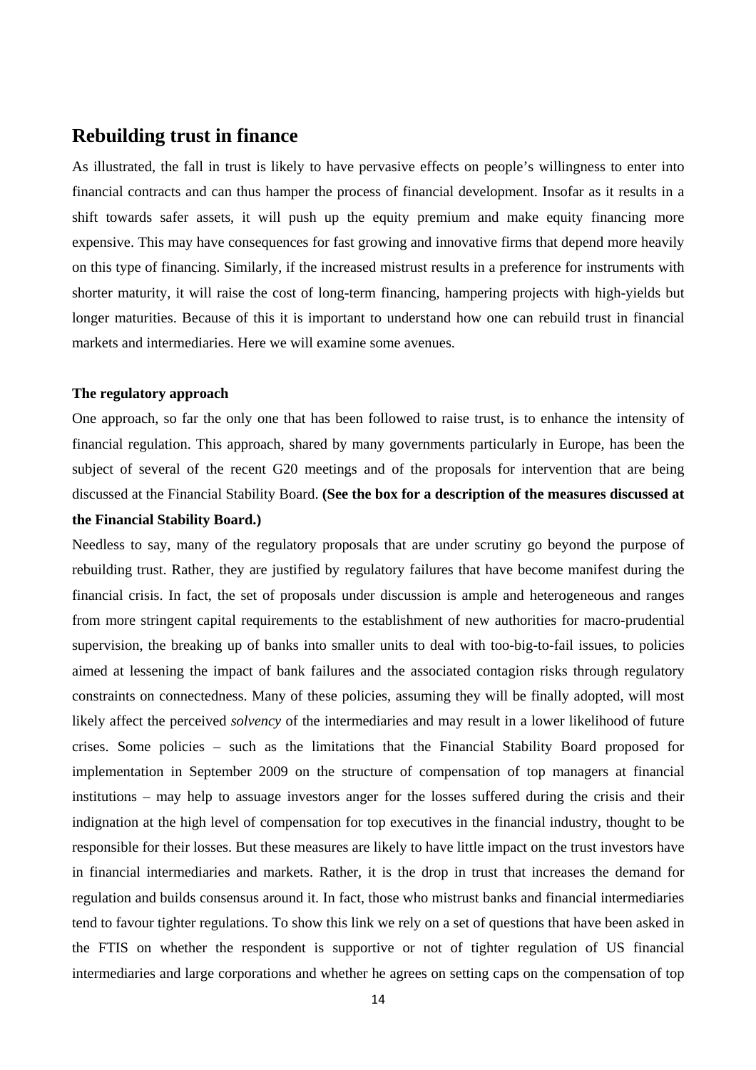## Rebuilding trust in finance

As illustrated, the fall in trust is likely to have pervasive effects on people's willingness to enter into financial contracts and can thus hamper the process of financial development. Insofar as it results in a shift towards safer assets, it will push up the equity premium and make equity financing more expensive. This may have consequences for fast growing and innovative firms that depend more heavily on this type of financing. Similarly, if the increased mistrust results in a preference for instruments with shorter maturity, it will raise the cost of long-term financing, hampering projects with high-yields but longer maturities. Because of this it is important to understand how one can rebuild trust in financial markets and intermediaries. Here we will examine some avenues.

### The regulatory approach

One approach, so far the only one that has been followed to raise trust, is to enhance the intensity of financial regulation. This approach, shared by many governments particularly in Europe, has been the subject of several of the recent G20 meetings and of the proposals for intervention that are being discussed at the Financial Stability Board. **(See the box for a description of the measures discussed at the Financial Stability Board.)**

Needless to say, many of the regulatory proposals that are under scrutiny go beyond the purpose of rebuilding trust. Rather, they are justified by regulatory failures that have become manifest during the financial crisis. In fact, the set of proposals under discussion is ample and heterogeneous and ranges from more stringent capital requirements to the establishment of new authorities for macro-prudential supervision, the breaking up of banks into smaller units to deal with too-big-to-fail issues, to policies aimed at lessening the impact of bank failures and the associated contagion risks through regulatory constraints on connectedness. Many of these policies, assuming they will be finally adopted, will most likely affect the perceived *solvency* of the intermediaries and may result in a lower likelihood of future crises. Some policies – such as the limitations that the Financial Stability Board proposed for implementation in September 2009 on the structure of compensation of top managers at financial institutions – may help to assuage investors anger for the losses suffered during the crisis and their indignation at the high level of compensation for top executives in the financial industry, thought to be responsible for their losses. But these measures are likely to have little impact on the trust investors have in financial intermediaries and markets. Rather, it is the drop in trust that increases the demand for regulation and builds consensus around it. In fact, those who mistrust banks and financial intermediaries tend to favour tighter regulations. To show this link we rely on a set of questions that have been asked in the FTIS on whether the respondent is supportive or not of tighter regulation of US financial intermediaries and large corporations and whether he agrees on setting caps on the compensation of top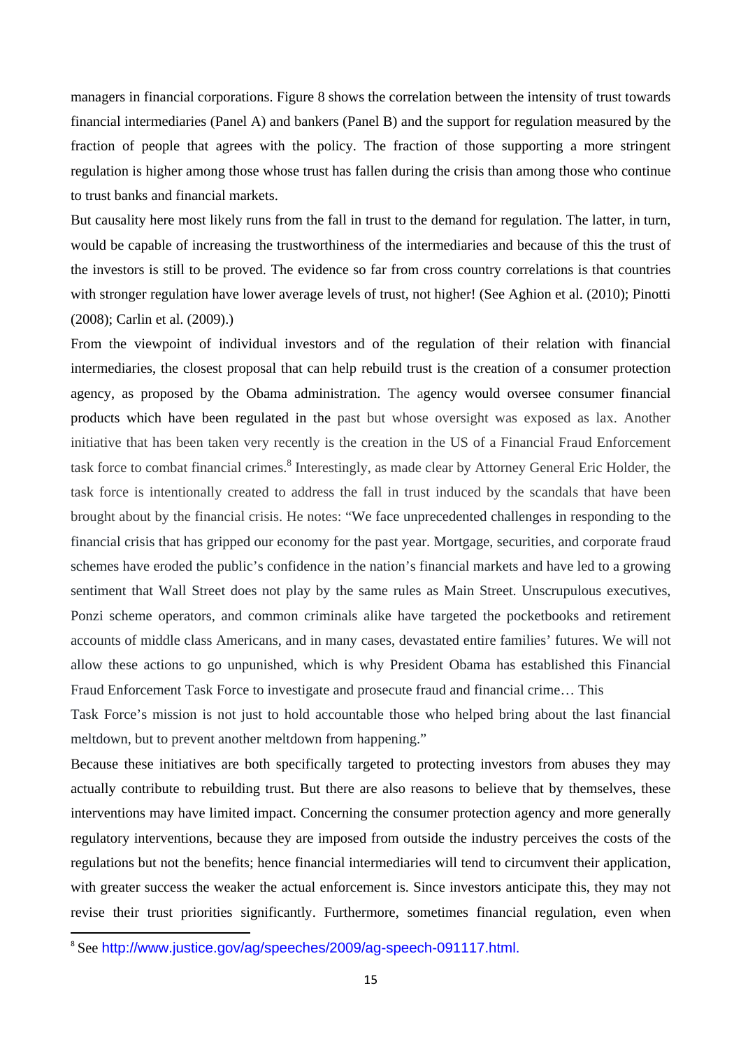managers in financial corporations. Figure 8 shows the correlation between the intensity of trust towards financial intermediaries (Panel A) and bankers (Panel B) and the support for regulation measured by the fraction of people that agrees with the policy. The fraction of those supporting a more stringent regulation is higher among those whose trust has fallen during the crisis than among those who continue to trust banks and financial markets.

But causality here most likely runs from the fall in trust to the demand for regulation. The latter, in turn, would be capable of increasing the trustworthiness of the intermediaries and because of this the trust of the investors is still to be proved. The evidence so far from cross country correlations is that countries with stronger regulation have lower average levels of trust, not higher! (See Aghion et al. (2010); Pinotti (2008); Carlin et al. (2009).)

From the viewpoint of individual investors and of the regulation of their relation with financial intermediaries, the closest proposal that can help rebuild trust is the creation of a consumer protection agency, as proposed by the Obama administration. The agency would oversee consumer financial products which have been regulated in the past but whose oversight was exposed as lax. Another initiative that has been taken very recently is the creation in the US of a Financial Fraud Enforcement task force to combat financial crimes.[8] Interestingly, as made clear by Attorney General Eric Holder, the task force is intentionally created to address the fall in trust induced by the scandals that have been brought about by the financial crisis. He notes: "We face unprecedented challenges in responding to the financial crisis that has gripped our economy for the past year. Mortgage, securities, and corporate fraud schemes have eroded the public's confidence in the nation's financial markets and have led to a growing sentiment that Wall Street does not play by the same rules as Main Street. Unscrupulous executives, Ponzi scheme operators, and common criminals alike have targeted the pocketbooks and retirement accounts of middle class Americans, and in many cases, devastated entire families' futures. We will not allow these actions to go unpunished, which is why President Obama has established this Financial Fraud Enforcement Task Force to investigate and prosecute fraud and financial crime… This Task Force's mission is not just to hold accountable those who helped bring about the last financial meltdown, but to prevent another meltdown from happening."

Because these initiatives are both specifically targeted to protecting investors from abuses they may actually contribute to rebuilding trust. But there are also reasons to believe that by themselves, these interventions may have limited impact. Concerning the consumer protection agency and more generally regulatory interventions, because they are imposed from outside the industry perceives the costs of the regulations but not the benefits; hence financial intermediaries will tend to circumvent their application, with greater success the weaker the actual enforcement is. Since investors anticipate this, they may not revise their trust priorities significantly. Furthermore, sometimes financial regulation, even when

[8] See http://www.justice.gov/ag/speeches/2009/ag-speech-091117.html.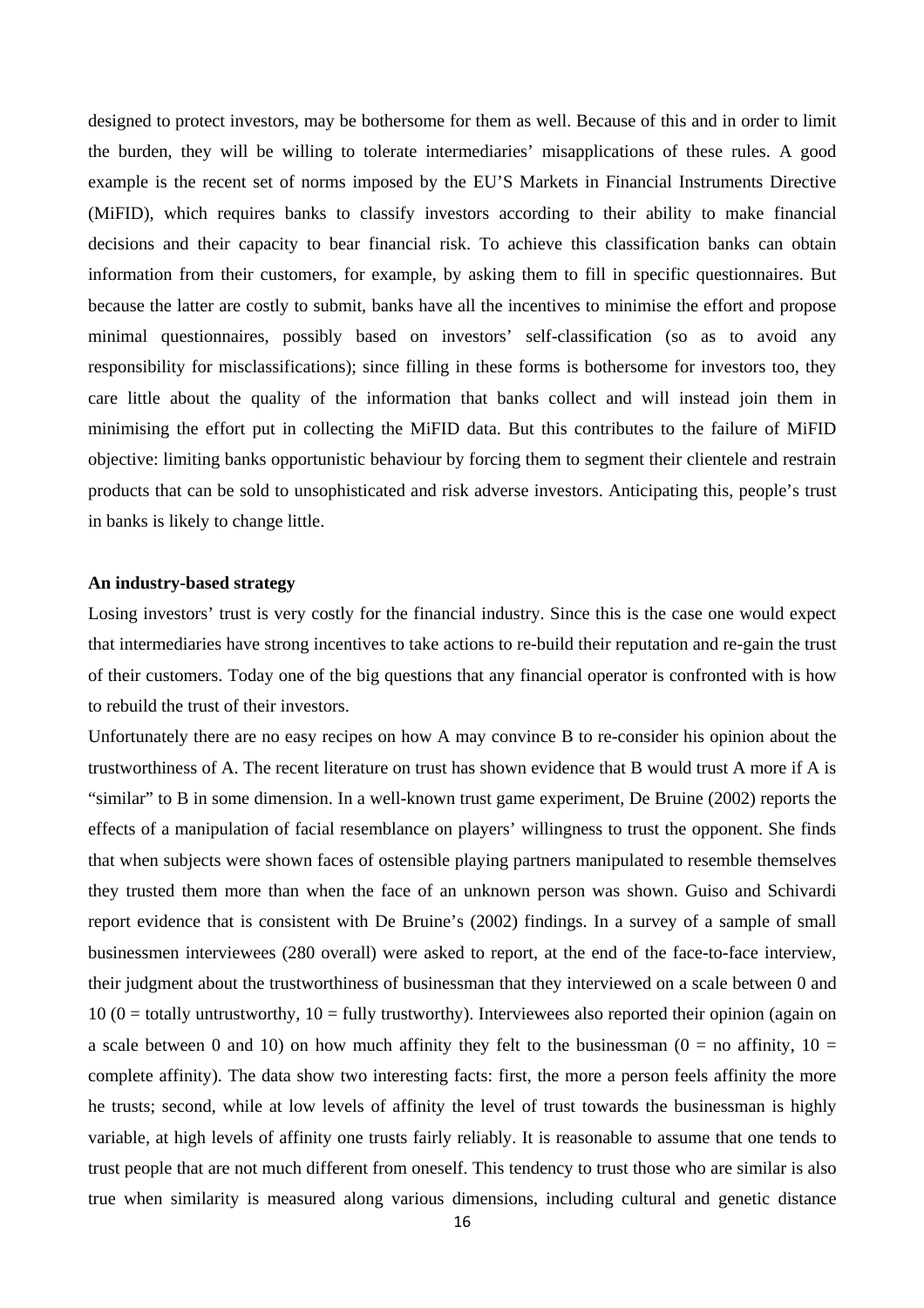designed to protect investors, may be bothersome for them as well. Because of this and in order to limit the burden, they will be willing to tolerate intermediaries' misapplications of these rules. A good example is the recent set of norms imposed by the EU'S Markets in Financial Instruments Directive (MiFID), which requires banks to classify investors according to their ability to make financial decisions and their capacity to bear financial risk. To achieve this classification banks can obtain information from their customers, for example, by asking them to fill in specific questionnaires. But because the latter are costly to submit, banks have all the incentives to minimise the effort and propose minimal questionnaires, possibly based on investors' self-classification (so as to avoid any responsibility for misclassifications); since filling in these forms is bothersome for investors too, they care little about the quality of the information that banks collect and will instead join them in minimising the effort put in collecting the MiFID data. But this contributes to the failure of MiFID objective: limiting banks opportunistic behaviour by forcing them to segment their clientele and restrain products that can be sold to unsophisticated and risk adverse investors. Anticipating this, people's trust in banks is likely to change little.

**An industry-based strategy**

Losing investors' trust is very costly for the financial industry. Since this is the case one would expect that intermediaries have strong incentives to take actions to re-build their reputation and re-gain the trust of their customers. Today one of the big questions that any financial operator is confronted with is how to rebuild the trust of their investors.

Unfortunately there are no easy recipes on how A may convince B to re-consider his opinion about the trustworthiness of A. The recent literature on trust has shown evidence that B would trust A more if A is "similar" to B in some dimension. In a well-known trust game experiment, De Bruine (2002) reports the effects of a manipulation of facial resemblance on players' willingness to trust the opponent. She finds that when subjects were shown faces of ostensible playing partners manipulated to resemble themselves they trusted them more than when the face of an unknown person was shown. Guiso and Schivardi report evidence that is consistent with De Bruine's (2002) findings. In a survey of a sample of small businessmen interviewees (280 overall) were asked to report, at the end of the face-to-face interview, their judgment about the trustworthiness of businessman that they interviewed on a scale between 0 and 10 (0 = totally untrustworthy, 10 = fully trustworthy). Interviewees also reported their opinion (again on a scale between 0 and 10) on how much affinity they felt to the businessman (0 = no affinity, 10 = complete affinity). The data show two interesting facts: first, the more a person feels affinity the more he trusts; second, while at low levels of affinity the level of trust towards the businessman is highly variable, at high levels of affinity one trusts fairly reliably. It is reasonable to assume that one tends to trust people that are not much different from oneself. This tendency to trust those who are similar is also true when similarity is measured along various dimensions, including cultural and genetic distance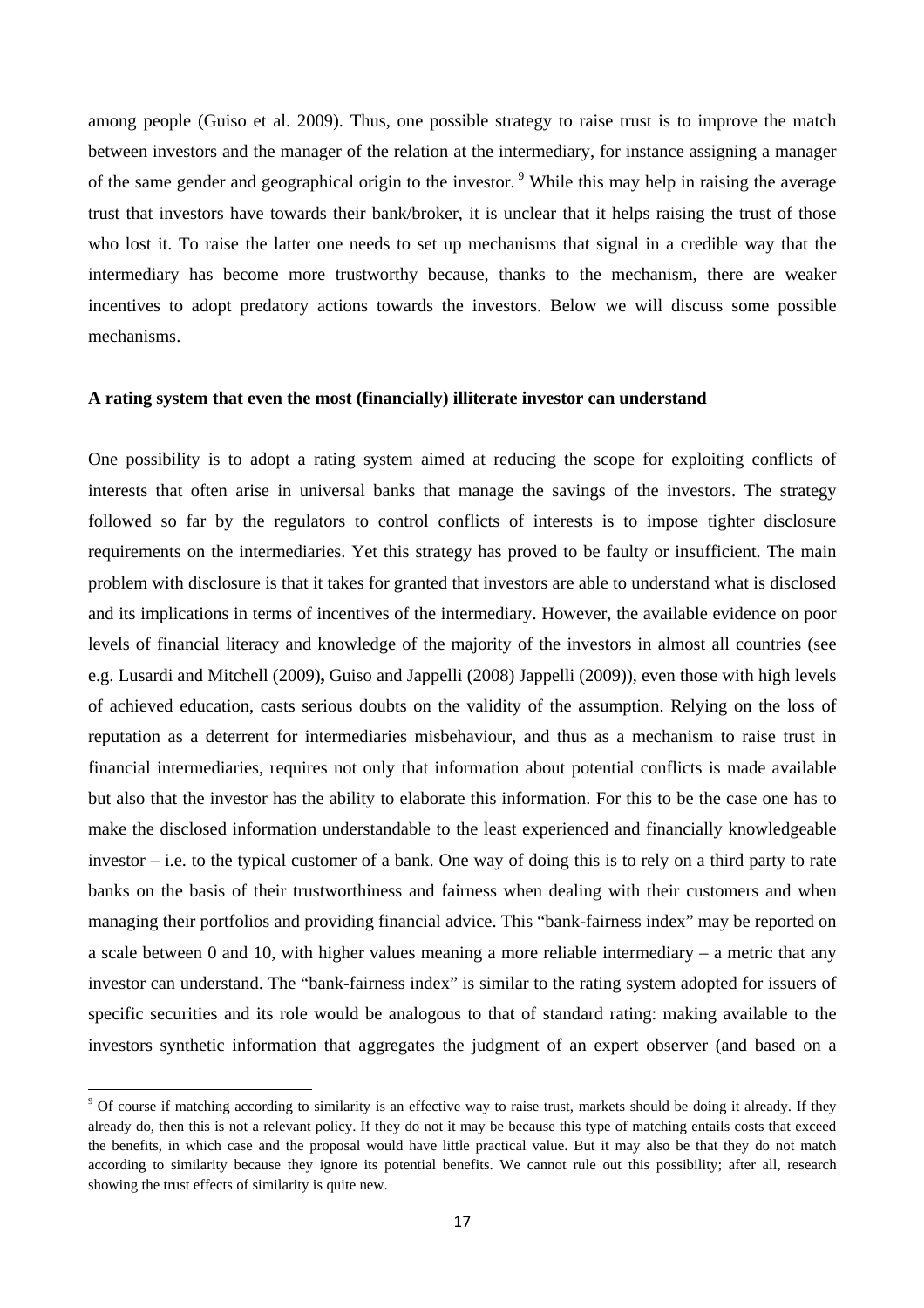among people (Guiso et al. 2009). Thus, one possible strategy to raise trust is to improve the match between investors and the manager of the relation at the intermediary, for instance assigning a manager of the same gender and geographical origin to the investor. [9] While this may help in raising the average trust that investors have towards their bank/broker, it is unclear that it helps raising the trust of those who lost it. To raise the latter one needs to set up mechanisms that signal in a credible way that the intermediary has become more trustworthy because, thanks to the mechanism, there are weaker incentives to adopt predatory actions towards the investors. Below we will discuss some possible mechanisms.

**A rating system that even the most (financially) illiterate investor can understand**

One possibility is to adopt a rating system aimed at reducing the scope for exploiting conflicts of interests that often arise in universal banks that manage the savings of the investors. The strategy followed so far by the regulators to control conflicts of interests is to impose tighter disclosure requirements on the intermediaries. Yet this strategy has proved to be faulty or insufficient. The main problem with disclosure is that it takes for granted that investors are able to understand what is disclosed and its implications in terms of incentives of the intermediary. However, the available evidence on poor levels of financial literacy and knowledge of the majority of the investors in almost all countries (see e.g. Lusardi and Mitchell (2009)**,** Guiso and Jappelli (2008) Jappelli (2009)), even those with high levels of achieved education, casts serious doubts on the validity of the assumption. Relying on the loss of reputation as a deterrent for intermediaries misbehaviour, and thus as a mechanism to raise trust in financial intermediaries, requires not only that information about potential conflicts is made available but also that the investor has the ability to elaborate this information. For this to be the case one has to make the disclosed information understandable to the least experienced and financially knowledgeable investor – i.e. to the typical customer of a bank. One way of doing this is to rely on a third party to rate banks on the basis of their trustworthiness and fairness when dealing with their customers and when managing their portfolios and providing financial advice. This "bank-fairness index" may be reported on a scale between 0 and 10, with higher values meaning a more reliable intermediary – a metric that any investor can understand. The "bank-fairness index" is similar to the rating system adopted for issuers of specific securities and its role would be analogous to that of standard rating: making available to the investors synthetic information that aggregates the judgment of an expert observer (and based on a

[9] Of course if matching according to similarity is an effective way to raise trust, markets should be doing it already. If they already do, then this is not a relevant policy. If they do not it may be because this type of matching entails costs that exceed the benefits, in which case and the proposal would have little practical value. But it may also be that they do not match according to similarity because they ignore its potential benefits. We cannot rule out this possibility; after all, research showing the trust effects of similarity is quite new.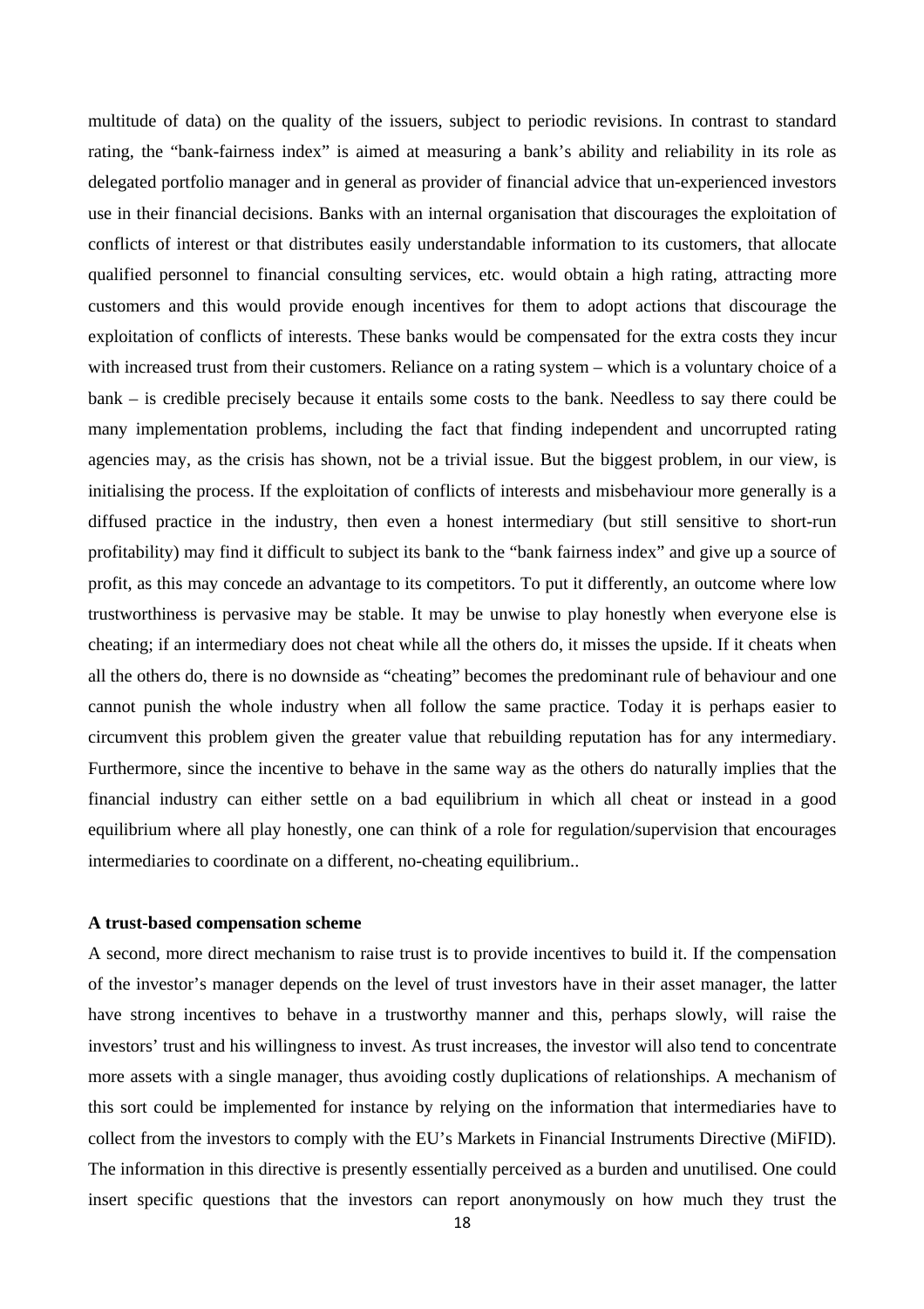multitude of data) on the quality of the issuers, subject to periodic revisions. In contrast to standard rating, the "bank-fairness index" is aimed at measuring a bank's ability and reliability in its role as delegated portfolio manager and in general as provider of financial advice that un-experienced investors use in their financial decisions. Banks with an internal organisation that discourages the exploitation of conflicts of interest or that distributes easily understandable information to its customers, that allocate qualified personnel to financial consulting services, etc. would obtain a high rating, attracting more customers and this would provide enough incentives for them to adopt actions that discourage the exploitation of conflicts of interests. These banks would be compensated for the extra costs they incur with increased trust from their customers. Reliance on a rating system – which is a voluntary choice of a bank – is credible precisely because it entails some costs to the bank. Needless to say there could be many implementation problems, including the fact that finding independent and uncorrupted rating agencies may, as the crisis has shown, not be a trivial issue. But the biggest problem, in our view, is initialising the process. If the exploitation of conflicts of interests and misbehaviour more generally is a diffused practice in the industry, then even a honest intermediary (but still sensitive to short-run profitability) may find it difficult to subject its bank to the "bank fairness index" and give up a source of profit, as this may concede an advantage to its competitors. To put it differently, an outcome where low trustworthiness is pervasive may be stable. It may be unwise to play honestly when everyone else is cheating; if an intermediary does not cheat while all the others do, it misses the upside. If it cheats when all the others do, there is no downside as "cheating" becomes the predominant rule of behaviour and one cannot punish the whole industry when all follow the same practice. Today it is perhaps easier to circumvent this problem given the greater value that rebuilding reputation has for any intermediary. Furthermore, since the incentive to behave in the same way as the others do naturally implies that the financial industry can either settle on a bad equilibrium in which all cheat or instead in a good equilibrium where all play honestly, one can think of a role for regulation/supervision that encourages intermediaries to coordinate on a different, no-cheating equilibrium..

**A trust-based compensation scheme**

A second, more direct mechanism to raise trust is to provide incentives to build it. If the compensation of the investor's manager depends on the level of trust investors have in their asset manager, the latter have strong incentives to behave in a trustworthy manner and this, perhaps slowly, will raise the investors' trust and his willingness to invest. As trust increases, the investor will also tend to concentrate more assets with a single manager, thus avoiding costly duplications of relationships. A mechanism of this sort could be implemented for instance by relying on the information that intermediaries have to collect from the investors to comply with the EU's Markets in Financial Instruments Directive (MiFID). The information in this directive is presently essentially perceived as a burden and unutilised. One could insert specific questions that the investors can report anonymously on how much they trust the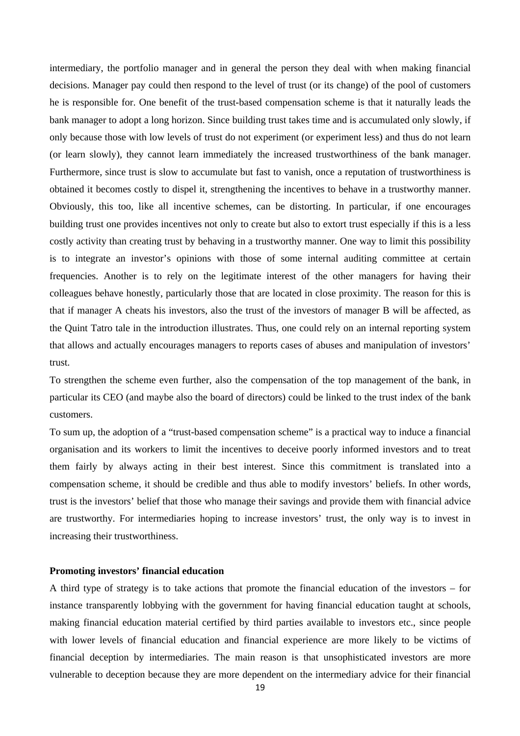intermediary, the portfolio manager and in general the person they deal with when making financial decisions. Manager pay could then respond to the level of trust (or its change) of the pool of customers he is responsible for. One benefit of the trust-based compensation scheme is that it naturally leads the bank manager to adopt a long horizon. Since building trust takes time and is accumulated only slowly, if only because those with low levels of trust do not experiment (or experiment less) and thus do not learn (or learn slowly), they cannot learn immediately the increased trustworthiness of the bank manager. Furthermore, since trust is slow to accumulate but fast to vanish, once a reputation of trustworthiness is obtained it becomes costly to dispel it, strengthening the incentives to behave in a trustworthy manner. Obviously, this too, like all incentive schemes, can be distorting. In particular, if one encourages building trust one provides incentives not only to create but also to extort trust especially if this is a less costly activity than creating trust by behaving in a trustworthy manner. One way to limit this possibility is to integrate an investor's opinions with those of some internal auditing committee at certain frequencies. Another is to rely on the legitimate interest of the other managers for having their colleagues behave honestly, particularly those that are located in close proximity. The reason for this is that if manager A cheats his investors, also the trust of the investors of manager B will be affected, as the Quint Tatro tale in the introduction illustrates. Thus, one could rely on an internal reporting system that allows and actually encourages managers to reports cases of abuses and manipulation of investors' trust.

To strengthen the scheme even further, also the compensation of the top management of the bank, in particular its CEO (and maybe also the board of directors) could be linked to the trust index of the bank customers.

To sum up, the adoption of a "trust-based compensation scheme" is a practical way to induce a financial organisation and its workers to limit the incentives to deceive poorly informed investors and to treat them fairly by always acting in their best interest. Since this commitment is translated into a compensation scheme, it should be credible and thus able to modify investors' beliefs. In other words, trust is the investors' belief that those who manage their savings and provide them with financial advice are trustworthy. For intermediaries hoping to increase investors' trust, the only way is to invest in increasing their trustworthiness.

**Promoting investors' financial education**

A third type of strategy is to take actions that promote the financial education of the investors – for instance transparently lobbying with the government for having financial education taught at schools, making financial education material certified by third parties available to investors etc., since people with lower levels of financial education and financial experience are more likely to be victims of financial deception by intermediaries. The main reason is that unsophisticated investors are more vulnerable to deception because they are more dependent on the intermediary advice for their financial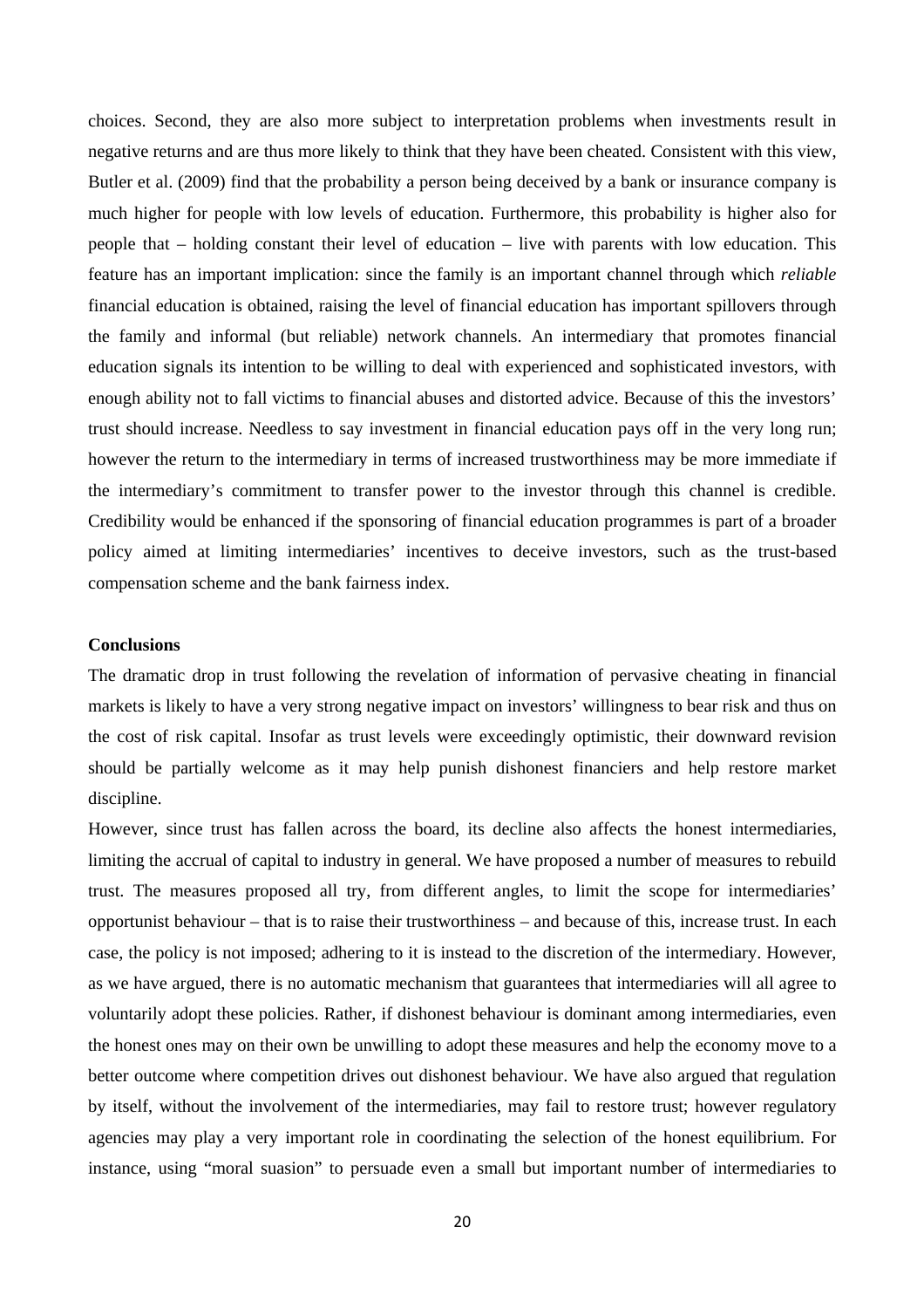choices. Second, they are also more subject to interpretation problems when investments result in negative returns and are thus more likely to think that they have been cheated. Consistent with this view, Butler et al. (2009) find that the probability a person being deceived by a bank or insurance company is much higher for people with low levels of education. Furthermore, this probability is higher also for people that – holding constant their level of education – live with parents with low education. This feature has an important implication: since the family is an important channel through which *reliable* financial education is obtained, raising the level of financial education has important spillovers through the family and informal (but reliable) network channels. An intermediary that promotes financial education signals its intention to be willing to deal with experienced and sophisticated investors, with enough ability not to fall victims to financial abuses and distorted advice. Because of this the investors' trust should increase. Needless to say investment in financial education pays off in the very long run; however the return to the intermediary in terms of increased trustworthiness may be more immediate if the intermediary's commitment to transfer power to the investor through this channel is credible. Credibility would be enhanced if the sponsoring of financial education programmes is part of a broader policy aimed at limiting intermediaries' incentives to deceive investors, such as the trust-based compensation scheme and the bank fairness index.

**Conclusions**

The dramatic drop in trust following the revelation of information of pervasive cheating in financial markets is likely to have a very strong negative impact on investors' willingness to bear risk and thus on the cost of risk capital. Insofar as trust levels were exceedingly optimistic, their downward revision should be partially welcome as it may help punish dishonest financiers and help restore market discipline.

However, since trust has fallen across the board, its decline also affects the honest intermediaries, limiting the accrual of capital to industry in general. We have proposed a number of measures to rebuild trust. The measures proposed all try, from different angles, to limit the scope for intermediaries' opportunist behaviour – that is to raise their trustworthiness – and because of this, increase trust. In each case, the policy is not imposed; adhering to it is instead to the discretion of the intermediary. However, as we have argued, there is no automatic mechanism that guarantees that intermediaries will all agree to voluntarily adopt these policies. Rather, if dishonest behaviour is dominant among intermediaries, even the honest ones may on their own be unwilling to adopt these measures and help the economy move to a better outcome where competition drives out dishonest behaviour. We have also argued that regulation by itself, without the involvement of the intermediaries, may fail to restore trust; however regulatory agencies may play a very important role in coordinating the selection of the honest equilibrium. For instance, using "moral suasion" to persuade even a small but important number of intermediaries to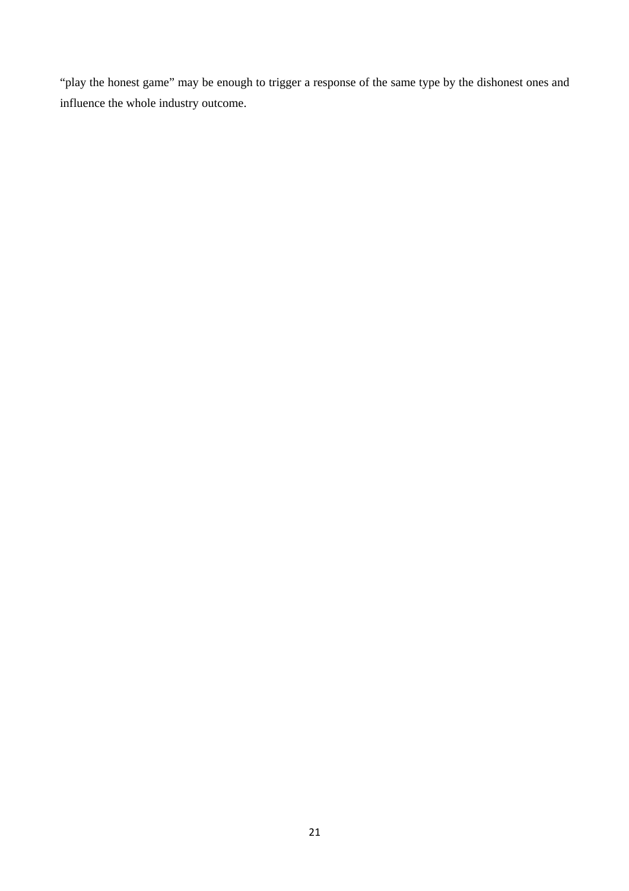"play the honest game" may be enough to trigger a response of the same type by the dishonest ones and influence the whole industry outcome.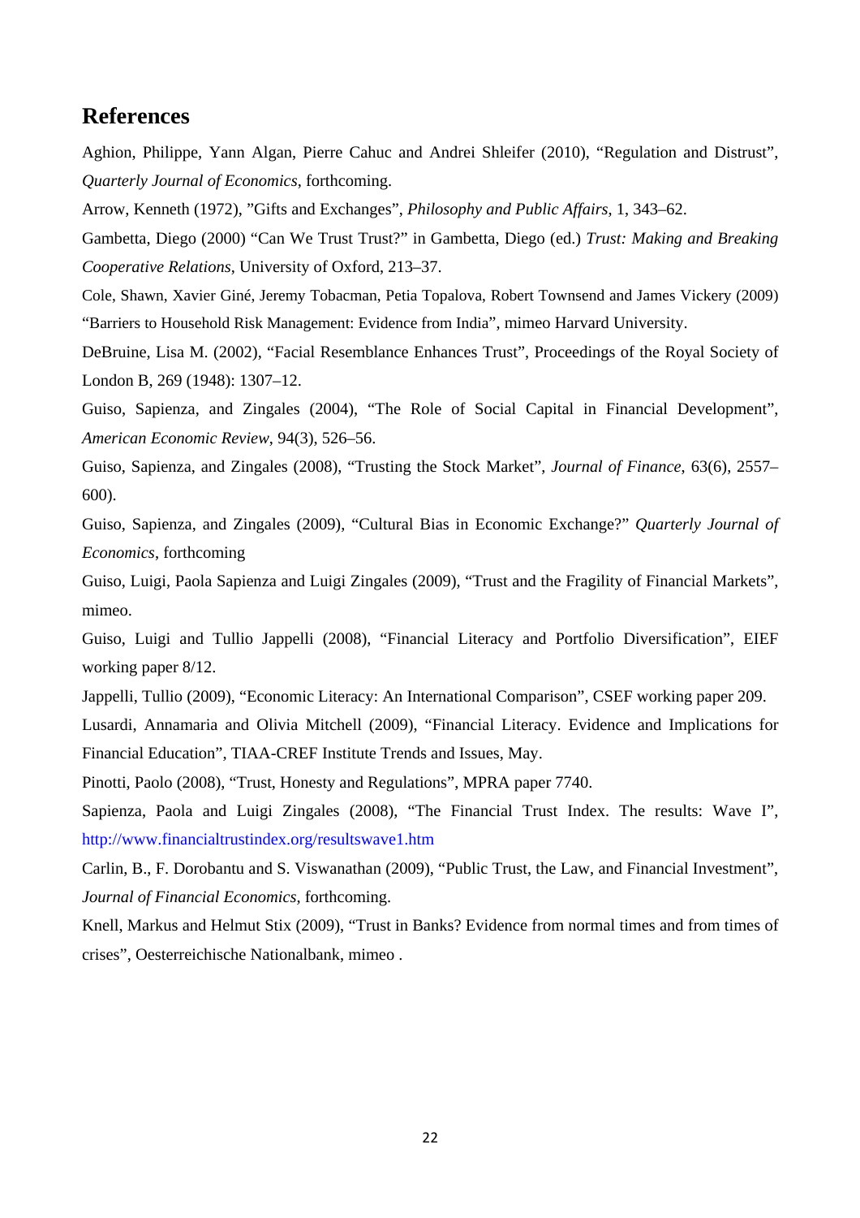## References

Aghion, Philippe, Yann Algan, Pierre Cahuc and Andrei Shleifer (2010), "Regulation and Distrust", *Quarterly Journal of Economics*, forthcoming.

Arrow, Kenneth (1972), "Gifts and Exchanges", *Philosophy and Public Affairs*, 1, 343–62.

Gambetta, Diego (2000) "Can We Trust Trust?" in Gambetta, Diego (ed.) *Trust: Making and Breaking Cooperative Relations*, University of Oxford, 213–37.

Cole, Shawn, Xavier Giné, Jeremy Tobacman, Petia Topalova, Robert Townsend and James Vickery (2009) "Barriers to Household Risk Management: Evidence from India", mimeo Harvard University.

DeBruine, Lisa M. (2002), "Facial Resemblance Enhances Trust", Proceedings of the Royal Society of London B, 269 (1948): 1307–12.

Guiso, Sapienza, and Zingales (2004), "The Role of Social Capital in Financial Development", *American Economic Review*, 94(3), 526–56.

Guiso, Sapienza, and Zingales (2008), "Trusting the Stock Market", *Journal of Finance*, 63(6), 2557–600).

Guiso, Sapienza, and Zingales (2009), "Cultural Bias in Economic Exchange?" *Quarterly Journal of Economics*, forthcoming

Guiso, Luigi, Paola Sapienza and Luigi Zingales (2009), "Trust and the Fragility of Financial Markets", mimeo.

Guiso, Luigi and Tullio Jappelli (2008), "Financial Literacy and Portfolio Diversification", EIEF working paper 8/12.

Jappelli, Tullio (2009), "Economic Literacy: An International Comparison", CSEF working paper 209.

Lusardi, Annamaria and Olivia Mitchell (2009), "Financial Literacy. Evidence and Implications for Financial Education", TIAA-CREF Institute Trends and Issues, May.

Pinotti, Paolo (2008), "Trust, Honesty and Regulations", MPRA paper 7740.

Sapienza, Paola and Luigi Zingales (2008), "The Financial Trust Index. The results: Wave I", http://www.financialtrustindex.org/resultswave1.htm

Carlin, B., F. Dorobantu and S. Viswanathan (2009), "Public Trust, the Law, and Financial Investment", *Journal of Financial Economics*, forthcoming.

Knell, Markus and Helmut Stix (2009), "Trust in Banks? Evidence from normal times and from times of crises", Oesterreichische Nationalbank, mimeo .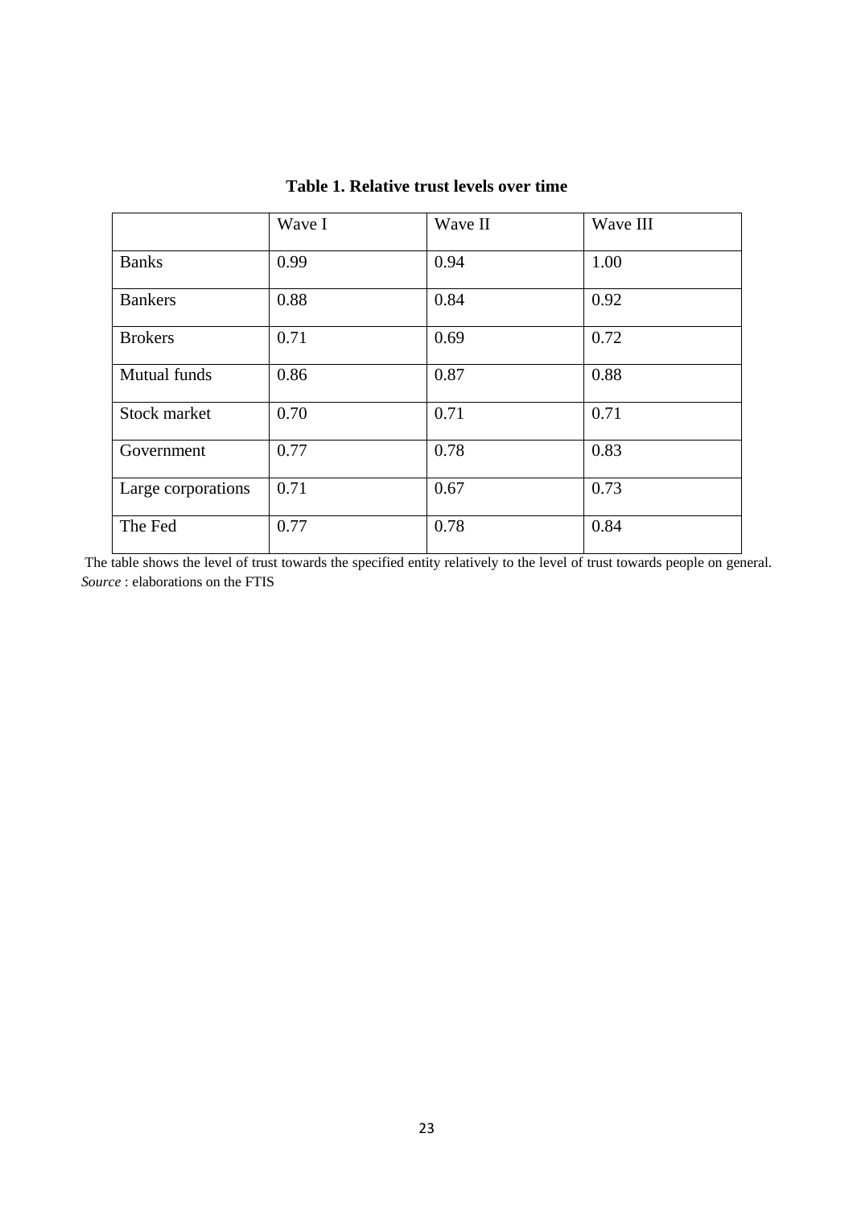**Table 1. Relative trust levels over time**

| | Wave I | Wave II | Wave III |
|---|---|---|---|
| Banks | 0.99 | 0.94 | 1.00 |
| Bankers | 0.88 | 0.84 | 0.92 |
| Brokers | 0.71 | 0.69 | 0.72 |
| Mutual funds | 0.86 | 0.87 | 0.88 |
| Stock market | 0.70 | 0.71 | 0.71 |
| Government | 0.77 | 0.78 | 0.83 |
| Large corporations | 0.71 | 0.67 | 0.73 |
| The Fed | 0.77 | 0.78 | 0.84 |

The table shows the level of trust towards the specified entity relatively to the level of trust towards people on general.
*Source* : elaborations on the FTIS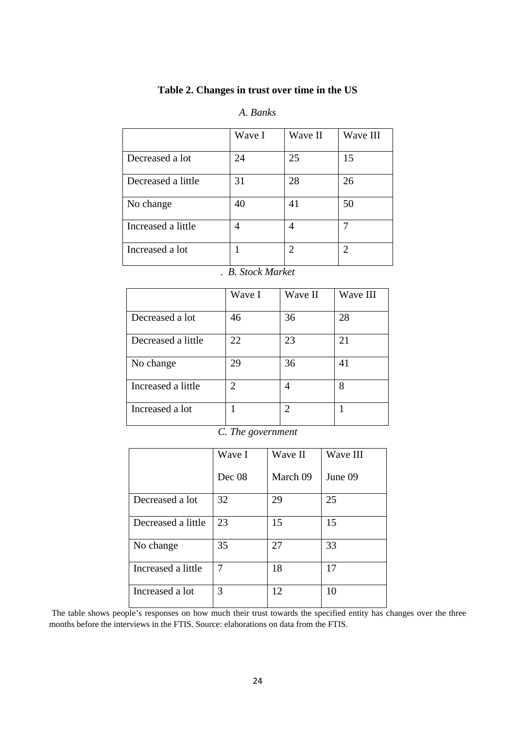**Table 2. Changes in trust over time in the US**

*A. Banks*

| | Wave I | Wave II | Wave III |
|---|---|---|---|
| Decreased a lot | 24 | 25 | 15 |
| Decreased a little | 31 | 28 | 26 |
| No change | 40 | 41 | 50 |
| Increased a little | 4 | 4 | 7 |
| Increased a lot | 1 | 2 | 2 |

*B. Stock Market*

| | Wave I | Wave II | Wave III |
|---|---|---|---|
| Decreased a lot | 46 | 36 | 28 |
| Decreased a little | 22 | 23 | 21 |
| No change | 29 | 36 | 41 |
| Increased a little | 2 | 4 | 8 |
| Increased a lot | 1 | 2 | 1 |

*C. The government*

| | Wave I Dec 08 | Wave II March 09 | Wave III June 09 |
|---|---|---|---|
| Decreased a lot | 32 | 29 | 25 |
| Decreased a little | 23 | 15 | 15 |
| No change | 35 | 27 | 33 |
| Increased a little | 7 | 18 | 17 |
| Increased a lot | 3 | 12 | 10 |

The table shows people's responses on how much their trust towards the specified entity has changes over the three months before the interviews in the FTIS. Source: elaborations on data from the FTIS.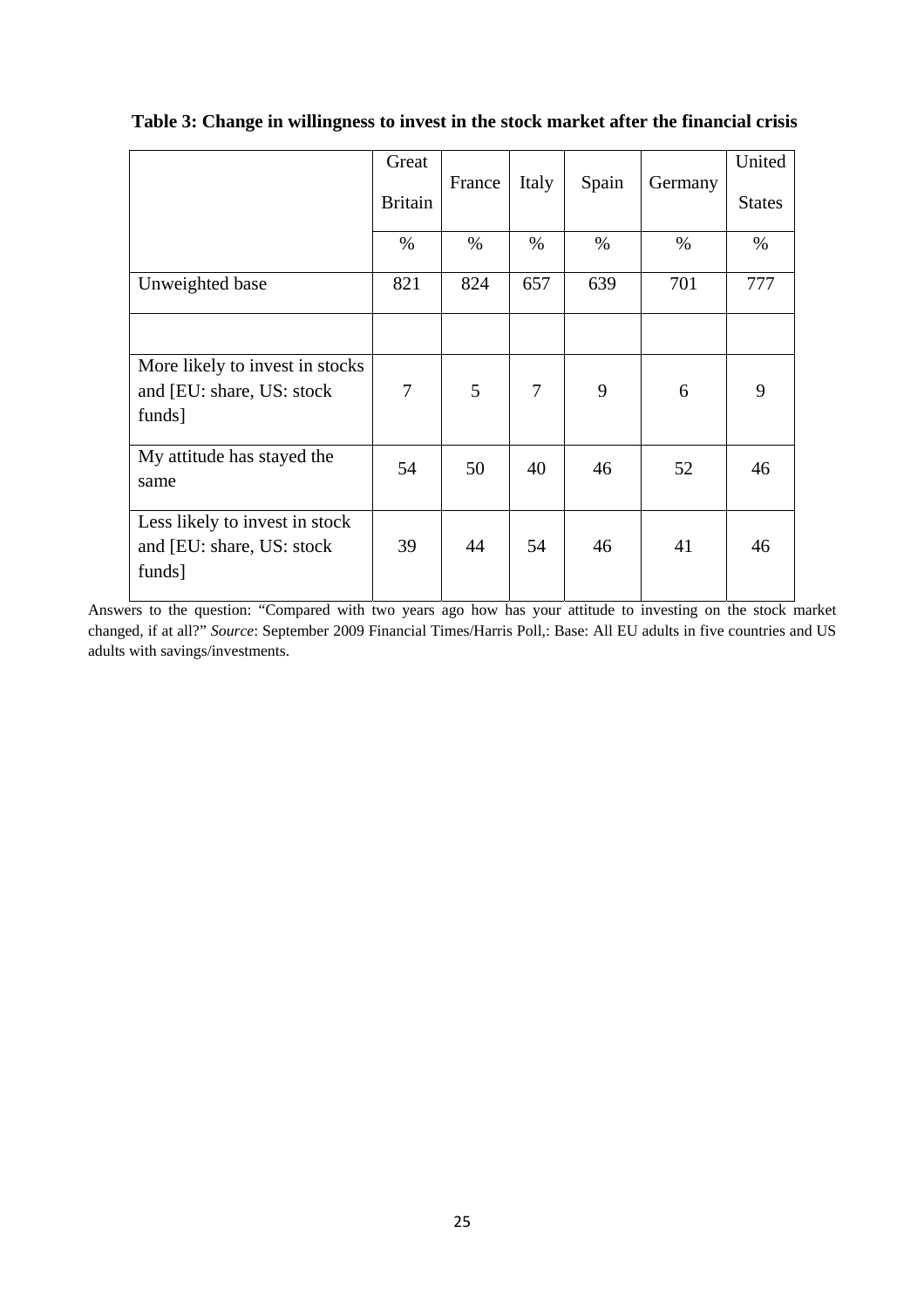**Table 3: Change in willingness to invest in the stock market after the financial crisis**

| | Great Britain | France | Italy | Spain | Germany | United States |
|---|---|---|---|---|---|---|
| | % | % | % | % | % | % |
| Unweighted base | 821 | 824 | 657 | 639 | 701 | 777 |
| | | | | | | |
| More likely to invest in stocks and [EU: share, US: stock funds] | 7 | 5 | 7 | 9 | 6 | 9 |
| My attitude has stayed the same | 54 | 50 | 40 | 46 | 52 | 46 |
| Less likely to invest in stock and [EU: share, US: stock funds] | 39 | 44 | 54 | 46 | 41 | 46 |

Answers to the question: "Compared with two years ago how has your attitude to investing on the stock market changed, if at all?" *Source*: September 2009 Financial Times/Harris Poll,: Base: All EU adults in five countries and US adults with savings/investments.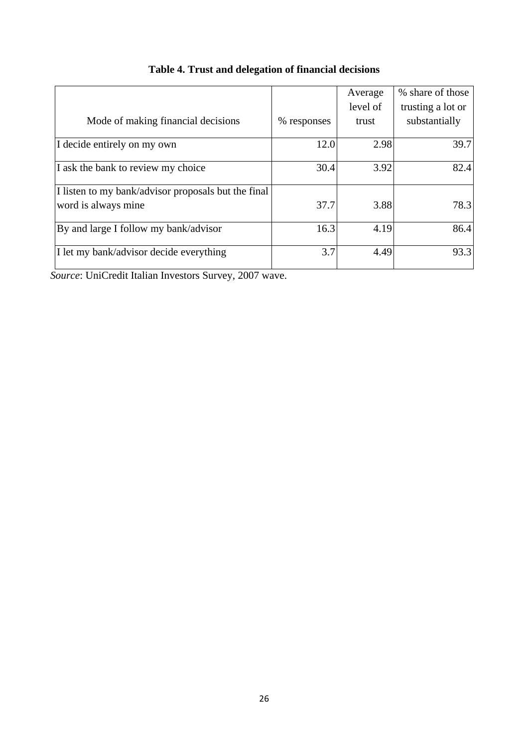**Table 4. Trust and delegation of financial decisions**

| Mode of making financial decisions | % responses | Average level of trust | % share of those trusting a lot or substantially |
|---|---|---|---|
| I decide entirely on my own | 12.0 | 2.98 | 39.7 |
| I ask the bank to review my choice | 30.4 | 3.92 | 82.4 |
| I listen to my bank/advisor proposals but the final word is always mine | 37.7 | 3.88 | 78.3 |
| By and large I follow my bank/advisor | 16.3 | 4.19 | 86.4 |
| I let my bank/advisor decide everything | 3.7 | 4.49 | 93.3 |

*Source*: UniCredit Italian Investors Survey, 2007 wave.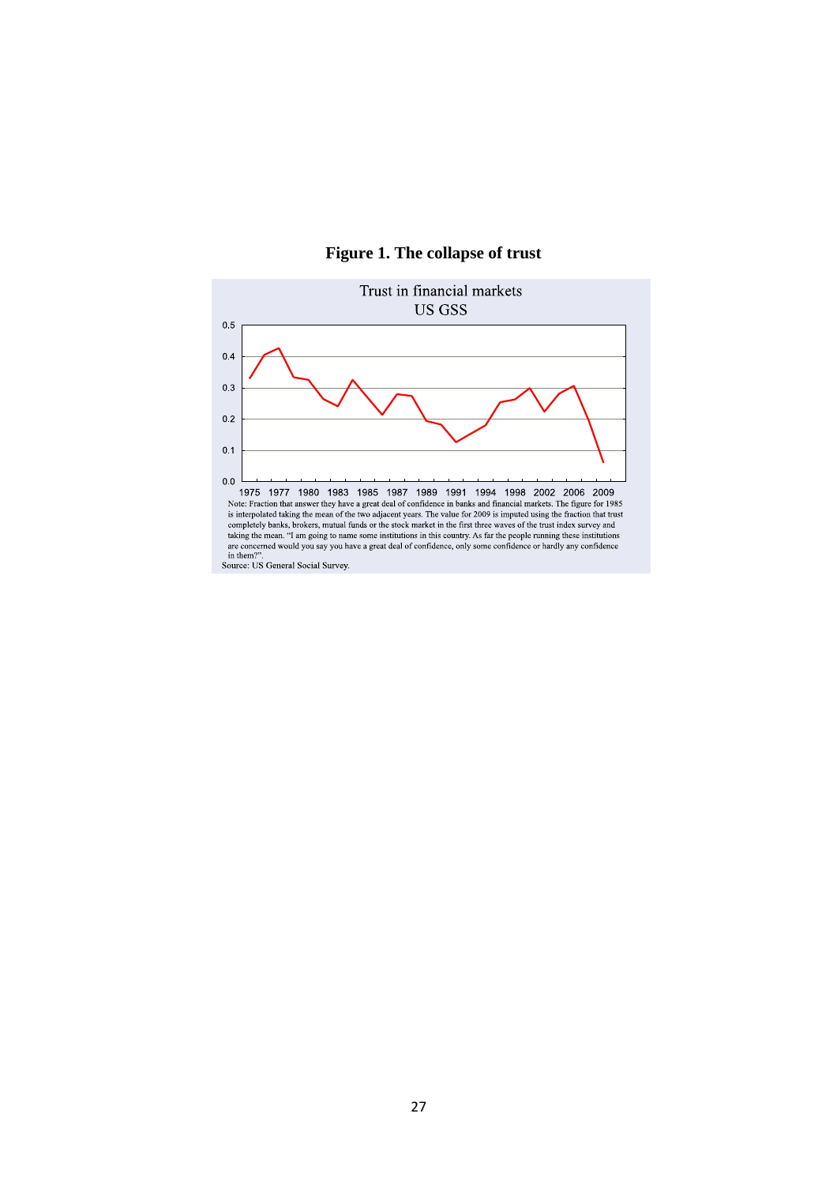**Figure 1. The collapse of trust**

Trust in financial markets
US GSS

Note: Fraction that answer they have a great deal of confidence in banks and financial markets. The figure for 1985 is interpolated taking the mean of the two adjacent years. The value for 2009 is imputed using the fraction that trust completely banks, brokers, mutual funds or the stock market in the first three waves of the trust index survey and taking the mean. "I am going to name some institutions in this country. As far the people running these institutions are concerned would you say you have a great deal of confidence, only some confidence or hardly any confidence in them?".

Source: US General Social Survey.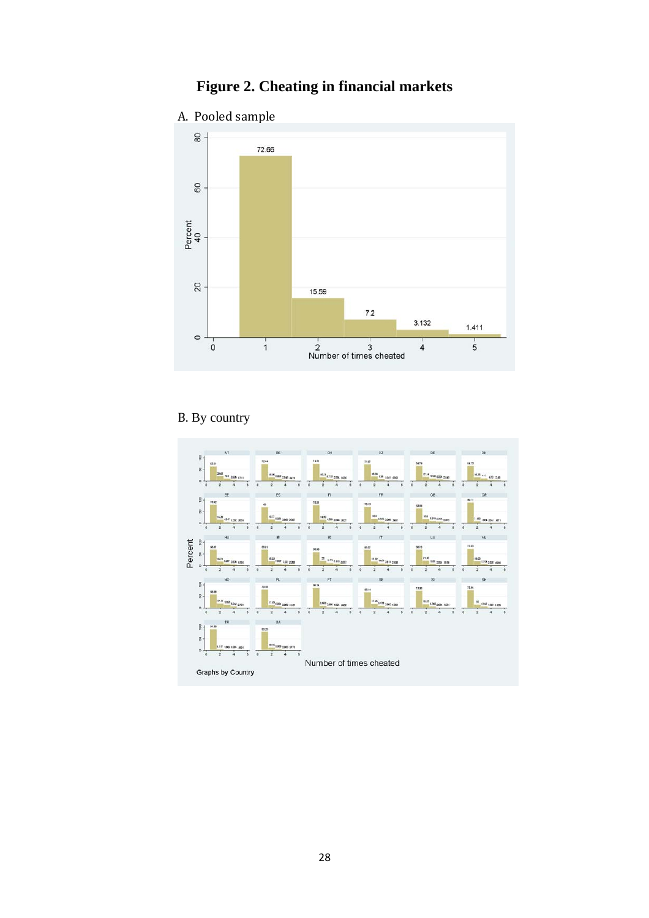# Figure 2. Cheating in financial markets

A. Pooled sample

B. By country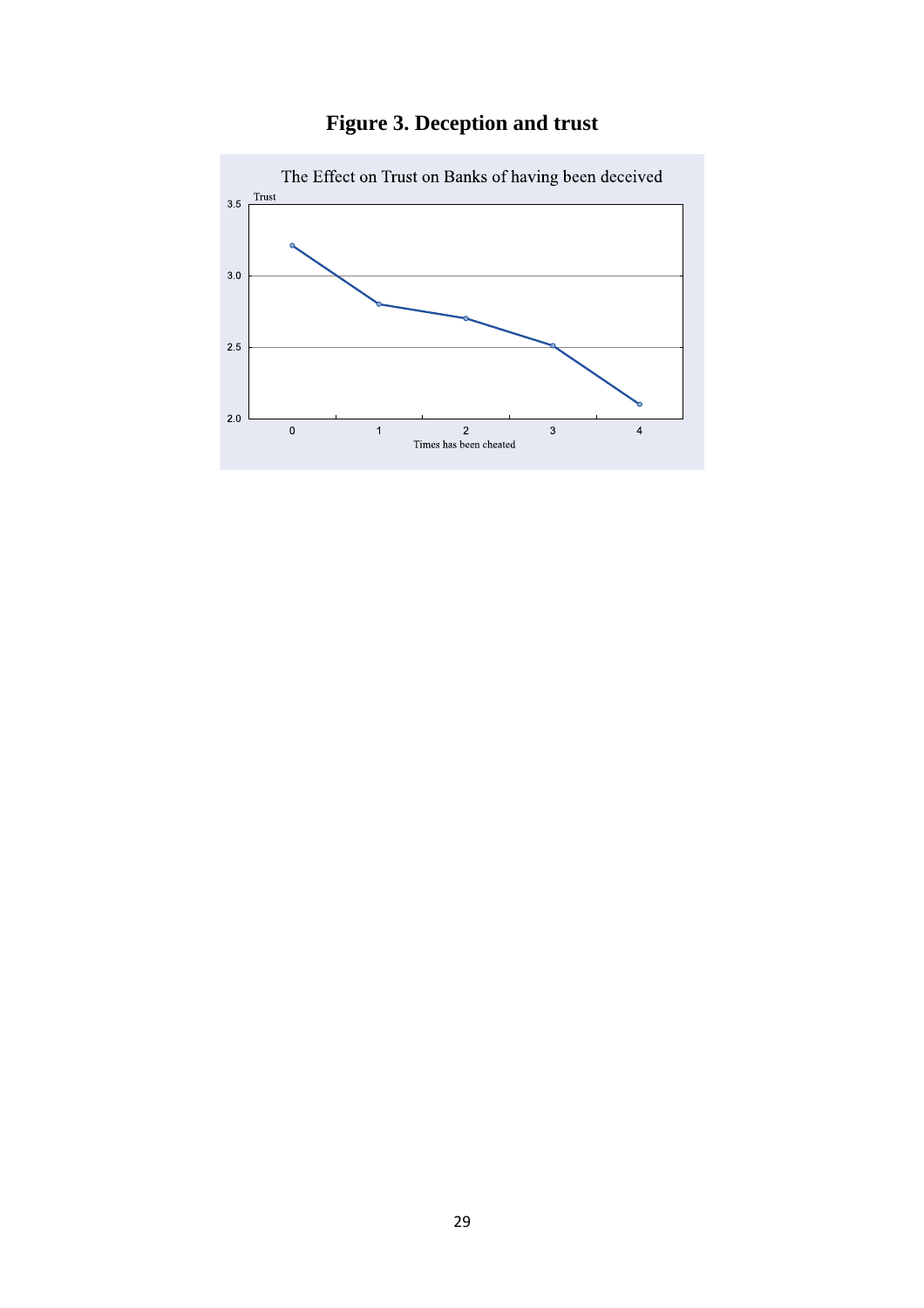**Figure 3. Deception and trust**

The Effect on Trust on Banks of having been deceived

Trust

3.5

3.0

2.5

2.0

0 1 2 3 4

Times has been cheated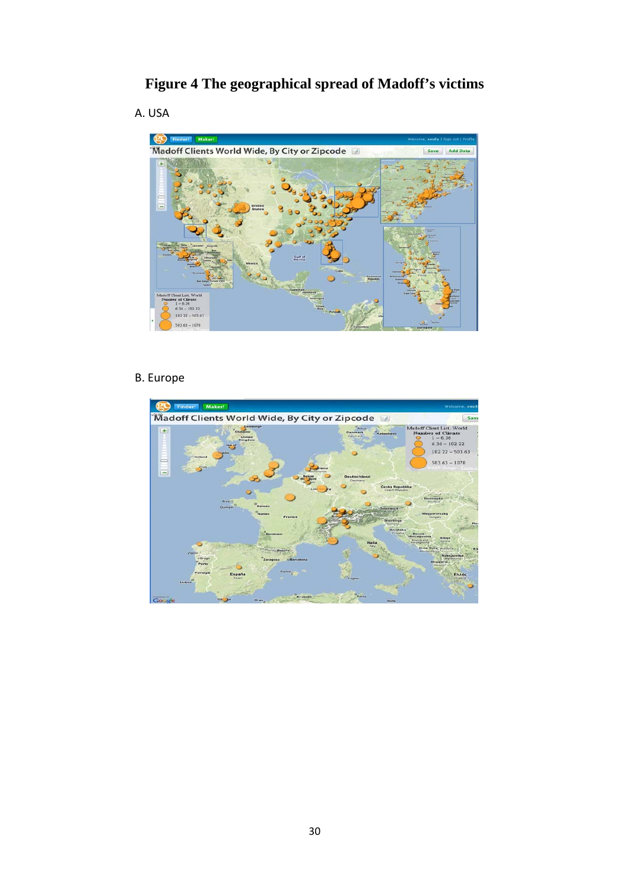# Figure 4 The geographical spread of Madoff's victims

A. USA

B. Europe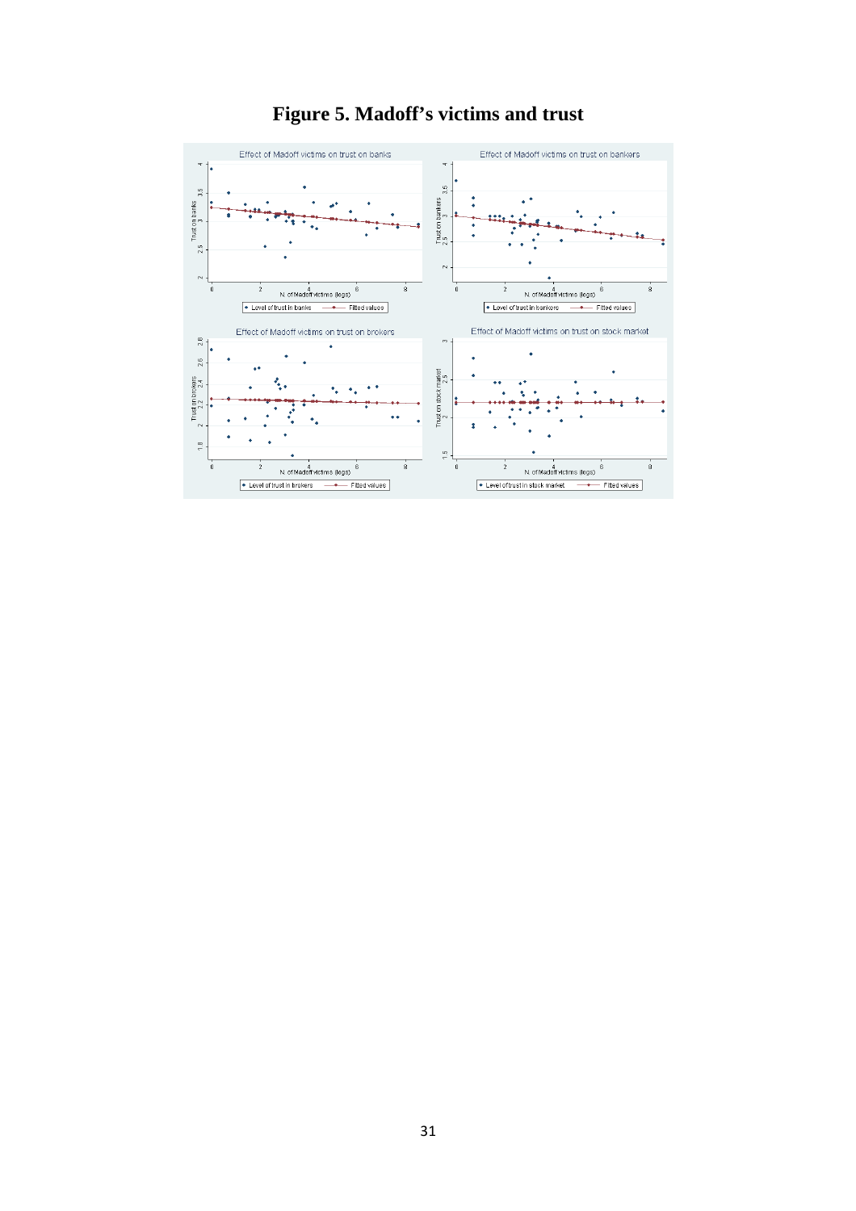# Figure 5. Madoff's victims and trust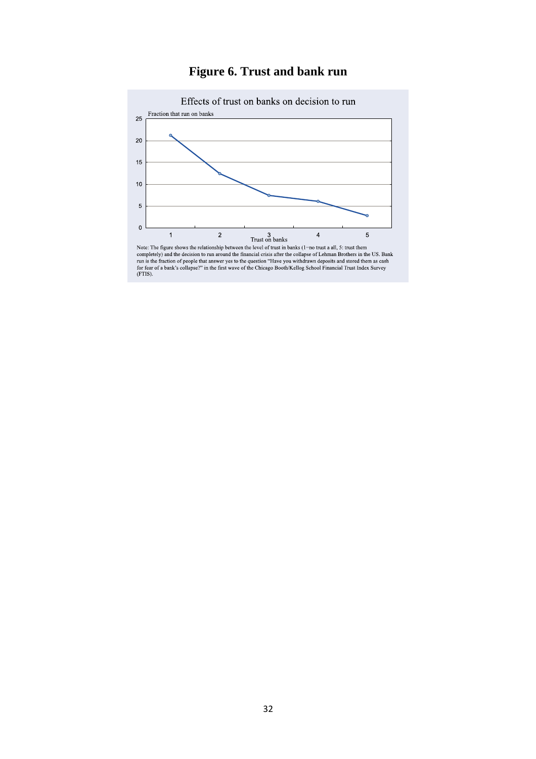# Figure 6. Trust and bank run

Effects of trust on banks on decision to run

Fraction that run on banks

| Trust on banks | 1 | 2 | 3 | 4 | 5 |
|---|---|---|---|---|---|
| Fraction that run on banks | 21.2 | 12.4 | 7.4 | 6.0 | 2.8 |

Note: The figure shows the relationship between the level of trust in banks (1=no trust a all, 5: trust them completely) and the decision to run around the financial crisis after the collapse of Lehman Brothers in the US. Bank run is the fraction of people that answer yes to the question "Have you withdrawn deposits and stored them as cash for fear of a bank's collapse?" in the first wave of the Chicago Booth/Kellog School Financial Trust Index Survey (FTIS).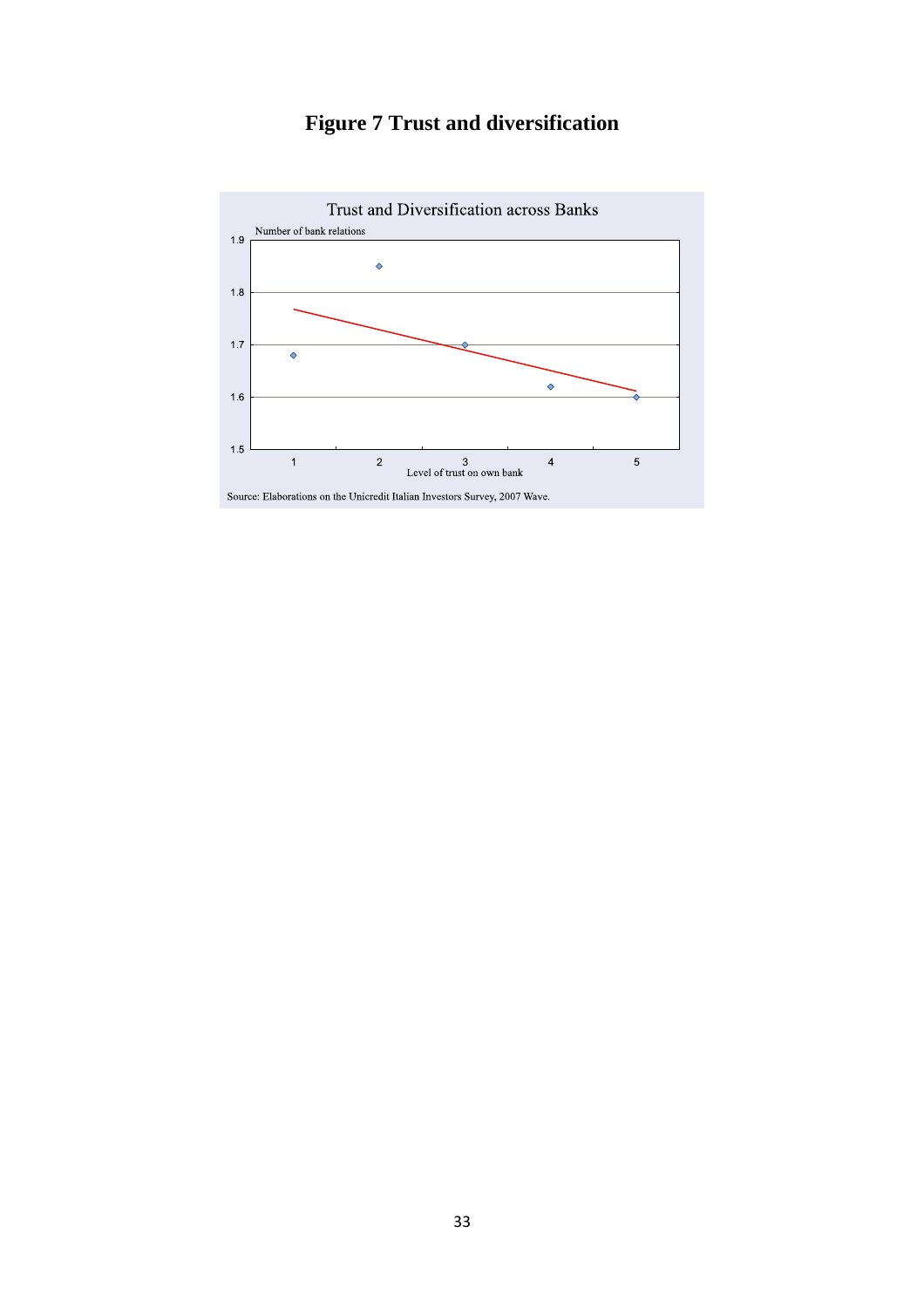# Figure 7 Trust and diversification

Trust and Diversification across Banks

Number of bank relations

Level of trust on own bank

Source: Elaborations on the Unicredit Italian Investors Survey, 2007 Wave.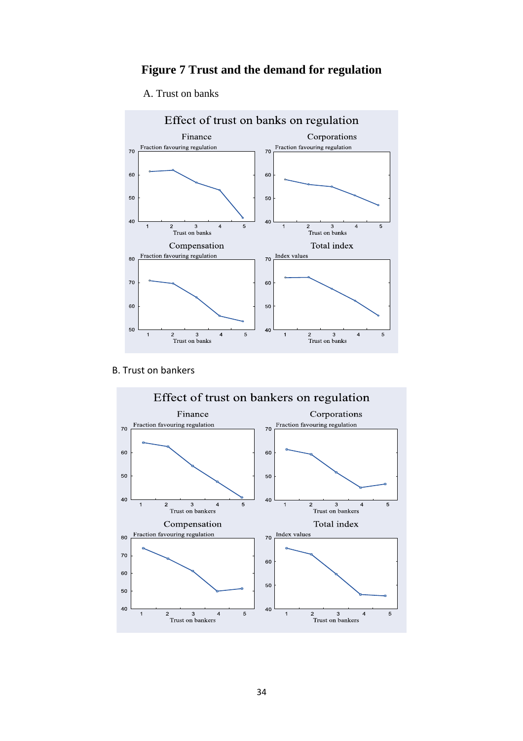# Figure 7 Trust and the demand for regulation

A. Trust on banks

Effect of trust on banks on regulation

B. Trust on bankers

Effect of trust on bankers on regulation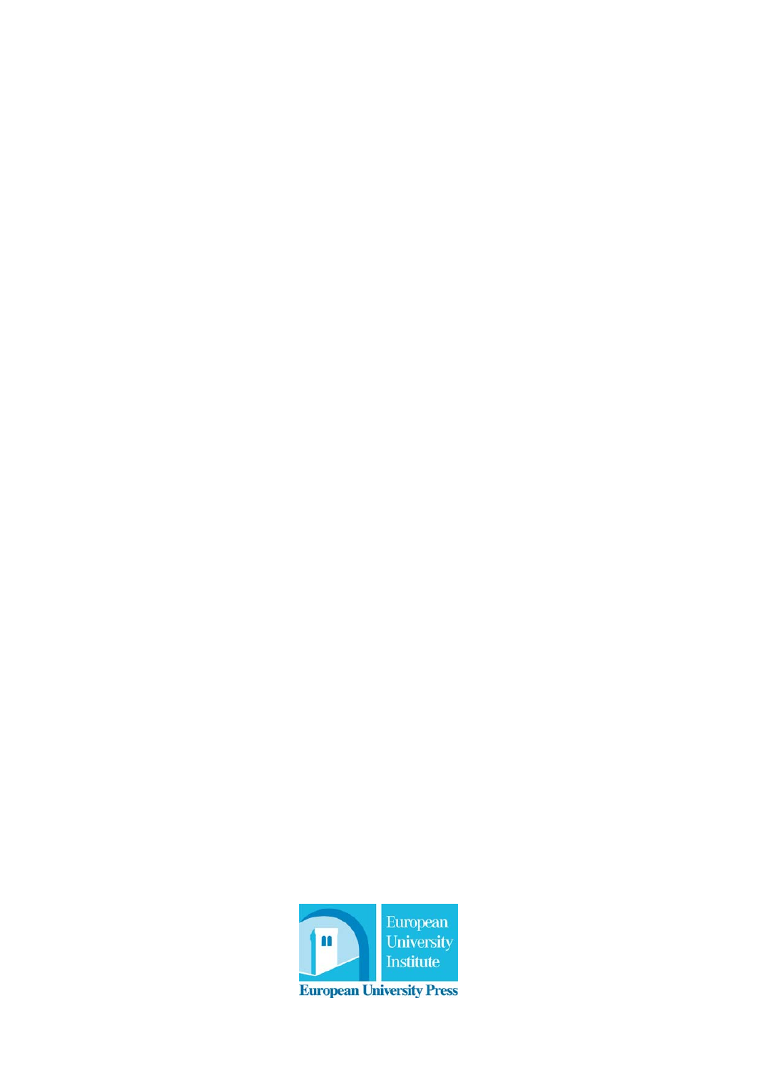European
University
Institute

European University Press